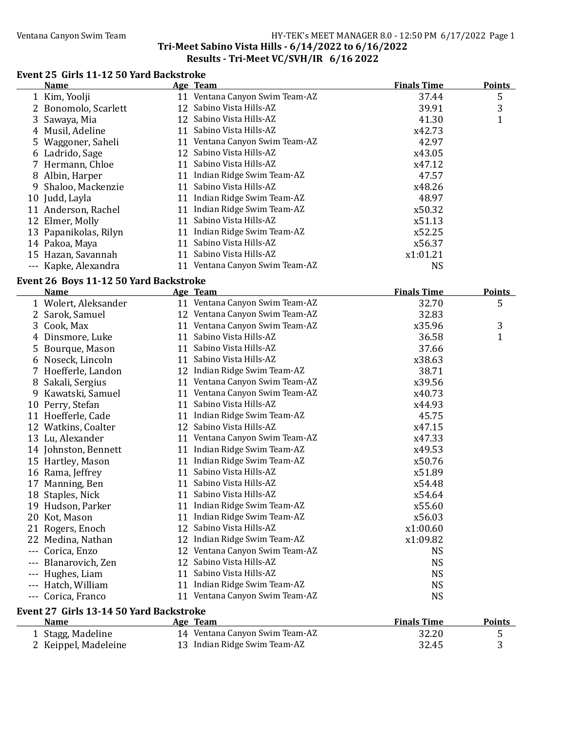Ventana Canyon Swim Team

HY-TEK's MEET MANAGER 8.0 - 12:50 PM 6/17/2022

## Tri-Meet Sabino Vista Hills - 6/14/2022 to 6/16/2022
## Results - Tri-Meet VC/SVH/IR 6/16 2022

### Event 25 Girls 11-12 50 Yard Backstroke

| | Name | Age | Team | Finals Time | Points |
|---|---|---|---|---|---|
| 1 | Kim, Yoolji | 11 | Ventana Canyon Swim Team-AZ | 37.44 | 5 |
| 2 | Bonomolo, Scarlett | 12 | Sabino Vista Hills-AZ | 39.91 | 3 |
| 3 | Sawaya, Mia | 12 | Sabino Vista Hills-AZ | 41.30 | 1 |
| 4 | Musil, Adeline | 11 | Sabino Vista Hills-AZ | x42.73 | |
| 5 | Waggoner, Saheli | 11 | Ventana Canyon Swim Team-AZ | 42.97 | |
| 6 | Ladrido, Sage | 12 | Sabino Vista Hills-AZ | x43.05 | |
| 7 | Hermann, Chloe | 11 | Sabino Vista Hills-AZ | x47.12 | |
| 8 | Albin, Harper | 11 | Indian Ridge Swim Team-AZ | 47.57 | |
| 9 | Shaloo, Mackenzie | 11 | Sabino Vista Hills-AZ | x48.26 | |
| 10 | Judd, Layla | 11 | Indian Ridge Swim Team-AZ | 48.97 | |
| 11 | Anderson, Rachel | 11 | Indian Ridge Swim Team-AZ | x50.32 | |
| 12 | Elmer, Molly | 11 | Sabino Vista Hills-AZ | x51.13 | |
| 13 | Papanikolas, Rilyn | 11 | Indian Ridge Swim Team-AZ | x52.25 | |
| 14 | Pakoa, Maya | 11 | Sabino Vista Hills-AZ | x56.37 | |
| 15 | Hazan, Savannah | 11 | Sabino Vista Hills-AZ | x1:01.21 | |
| --- | Kapke, Alexandra | 11 | Ventana Canyon Swim Team-AZ | NS | |

### Event 26 Boys 11-12 50 Yard Backstroke

| | Name | Age | Team | Finals Time | Points |
|---|---|---|---|---|---|
| 1 | Wolert, Aleksander | 11 | Ventana Canyon Swim Team-AZ | 32.70 | 5 |
| 2 | Sarok, Samuel | 12 | Ventana Canyon Swim Team-AZ | 32.83 | |
| 3 | Cook, Max | 11 | Ventana Canyon Swim Team-AZ | x35.96 | 3 |
| 4 | Dinsmore, Luke | 11 | Sabino Vista Hills-AZ | 36.58 | 1 |
| 5 | Bourque, Mason | 11 | Sabino Vista Hills-AZ | 37.66 | |
| 6 | Noseck, Lincoln | 11 | Sabino Vista Hills-AZ | x38.63 | |
| 7 | Hoefferle, Landon | 12 | Indian Ridge Swim Team-AZ | 38.71 | |
| 8 | Sakali, Sergius | 11 | Ventana Canyon Swim Team-AZ | x39.56 | |
| 9 | Kawatski, Samuel | 11 | Ventana Canyon Swim Team-AZ | x40.73 | |
| 10 | Perry, Stefan | 11 | Sabino Vista Hills-AZ | x44.93 | |
| 11 | Hoefferle, Cade | 11 | Indian Ridge Swim Team-AZ | 45.75 | |
| 12 | Watkins, Coalter | 12 | Sabino Vista Hills-AZ | x47.15 | |
| 13 | Lu, Alexander | 11 | Ventana Canyon Swim Team-AZ | x47.33 | |
| 14 | Johnston, Bennett | 11 | Indian Ridge Swim Team-AZ | x49.53 | |
| 15 | Hartley, Mason | 11 | Indian Ridge Swim Team-AZ | x50.76 | |
| 16 | Rama, Jeffrey | 11 | Sabino Vista Hills-AZ | x51.89 | |
| 17 | Manning, Ben | 11 | Sabino Vista Hills-AZ | x54.48 | |
| 18 | Staples, Nick | 11 | Sabino Vista Hills-AZ | x54.64 | |
| 19 | Hudson, Parker | 11 | Indian Ridge Swim Team-AZ | x55.60 | |
| 20 | Kot, Mason | 11 | Indian Ridge Swim Team-AZ | x56.03 | |
| 21 | Rogers, Enoch | 12 | Sabino Vista Hills-AZ | x1:00.60 | |
| 22 | Medina, Nathan | 12 | Indian Ridge Swim Team-AZ | x1:09.82 | |
| --- | Corica, Enzo | 12 | Ventana Canyon Swim Team-AZ | NS | |
| --- | Blanarovich, Zen | 12 | Sabino Vista Hills-AZ | NS | |
| --- | Hughes, Liam | 11 | Sabino Vista Hills-AZ | NS | |
| --- | Hatch, William | 11 | Indian Ridge Swim Team-AZ | NS | |
| --- | Corica, Franco | 11 | Ventana Canyon Swim Team-AZ | NS | |

### Event 27 Girls 13-14 50 Yard Backstroke

| | Name | Age | Team | Finals Time | Points |
|---|---|---|---|---|---|
| 1 | Stagg, Madeline | 14 | Ventana Canyon Swim Team-AZ | 32.20 | 5 |
| 2 | Keippel, Madeleine | 13 | Indian Ridge Swim Team-AZ | 32.45 | 3 |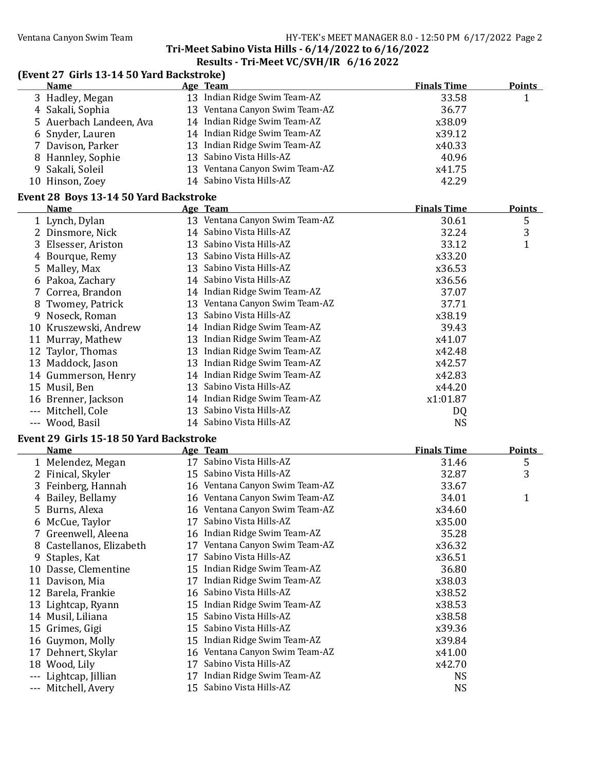## Tri-Meet Sabino Vista Hills - 6/14/2022 to 6/16/2022

## Results - Tri-Meet VC/SVH/IR 6/16 2022

### (Event 27 Girls 13-14 50 Yard Backstroke)

| | Name | Age | Team | Finals Time | Points |
|---|---|---|---|---|---|
| 3 | Hadley, Megan | 13 | Indian Ridge Swim Team-AZ | 33.58 | 1 |
| 4 | Sakali, Sophia | 13 | Ventana Canyon Swim Team-AZ | 36.77 | |
| 5 | Auerbach Landeen, Ava | 14 | Indian Ridge Swim Team-AZ | x38.09 | |
| 6 | Snyder, Lauren | 14 | Indian Ridge Swim Team-AZ | x39.12 | |
| 7 | Davison, Parker | 13 | Indian Ridge Swim Team-AZ | x40.33 | |
| 8 | Hannley, Sophie | 13 | Sabino Vista Hills-AZ | 40.96 | |
| 9 | Sakali, Soleil | 13 | Ventana Canyon Swim Team-AZ | x41.75 | |
| 10 | Hinson, Zoey | 14 | Sabino Vista Hills-AZ | 42.29 | |

### Event 28 Boys 13-14 50 Yard Backstroke

| | Name | Age | Team | Finals Time | Points |
|---|---|---|---|---|---|
| 1 | Lynch, Dylan | 13 | Ventana Canyon Swim Team-AZ | 30.61 | 5 |
| 2 | Dinsmore, Nick | 14 | Sabino Vista Hills-AZ | 32.24 | 3 |
| 3 | Elsesser, Ariston | 13 | Sabino Vista Hills-AZ | 33.12 | 1 |
| 4 | Bourque, Remy | 13 | Sabino Vista Hills-AZ | x33.20 | |
| 5 | Malley, Max | 13 | Sabino Vista Hills-AZ | x36.53 | |
| 6 | Pakoa, Zachary | 14 | Sabino Vista Hills-AZ | x36.56 | |
| 7 | Correa, Brandon | 14 | Indian Ridge Swim Team-AZ | 37.07 | |
| 8 | Twomey, Patrick | 13 | Ventana Canyon Swim Team-AZ | 37.71 | |
| 9 | Noseck, Roman | 13 | Sabino Vista Hills-AZ | x38.19 | |
| 10 | Kruszewski, Andrew | 14 | Indian Ridge Swim Team-AZ | 39.43 | |
| 11 | Murray, Mathew | 13 | Indian Ridge Swim Team-AZ | x41.07 | |
| 12 | Taylor, Thomas | 13 | Indian Ridge Swim Team-AZ | x42.48 | |
| 13 | Maddock, Jason | 13 | Indian Ridge Swim Team-AZ | x42.57 | |
| 14 | Gummerson, Henry | 14 | Indian Ridge Swim Team-AZ | x42.83 | |
| 15 | Musil, Ben | 13 | Sabino Vista Hills-AZ | x44.20 | |
| 16 | Brenner, Jackson | 14 | Indian Ridge Swim Team-AZ | x1:01.87 | |
| --- | Mitchell, Cole | 13 | Sabino Vista Hills-AZ | DQ | |
| --- | Wood, Basil | 14 | Sabino Vista Hills-AZ | NS | |

### Event 29 Girls 15-18 50 Yard Backstroke

| | Name | Age | Team | Finals Time | Points |
|---|---|---|---|---|---|
| 1 | Melendez, Megan | 17 | Sabino Vista Hills-AZ | 31.46 | 5 |
| 2 | Finical, Skyler | 15 | Sabino Vista Hills-AZ | 32.87 | 3 |
| 3 | Feinberg, Hannah | 16 | Ventana Canyon Swim Team-AZ | 33.67 | |
| 4 | Bailey, Bellamy | 16 | Ventana Canyon Swim Team-AZ | 34.01 | 1 |
| 5 | Burns, Alexa | 16 | Ventana Canyon Swim Team-AZ | x34.60 | |
| 6 | McCue, Taylor | 17 | Sabino Vista Hills-AZ | x35.00 | |
| 7 | Greenwell, Aleena | 16 | Indian Ridge Swim Team-AZ | 35.28 | |
| 8 | Castellanos, Elizabeth | 17 | Ventana Canyon Swim Team-AZ | x36.32 | |
| 9 | Staples, Kat | 17 | Sabino Vista Hills-AZ | x36.51 | |
| 10 | Dasse, Clementine | 15 | Indian Ridge Swim Team-AZ | 36.80 | |
| 11 | Davison, Mia | 17 | Indian Ridge Swim Team-AZ | x38.03 | |
| 12 | Barela, Frankie | 16 | Sabino Vista Hills-AZ | x38.52 | |
| 13 | Lightcap, Ryann | 15 | Indian Ridge Swim Team-AZ | x38.53 | |
| 14 | Musil, Liliana | 15 | Sabino Vista Hills-AZ | x38.58 | |
| 15 | Grimes, Gigi | 15 | Sabino Vista Hills-AZ | x39.36 | |
| 16 | Guymon, Molly | 15 | Indian Ridge Swim Team-AZ | x39.84 | |
| 17 | Dehnert, Skylar | 16 | Ventana Canyon Swim Team-AZ | x41.00 | |
| 18 | Wood, Lily | 17 | Sabino Vista Hills-AZ | x42.70 | |
| --- | Lightcap, Jillian | 17 | Indian Ridge Swim Team-AZ | NS | |
| --- | Mitchell, Avery | 15 | Sabino Vista Hills-AZ | NS | |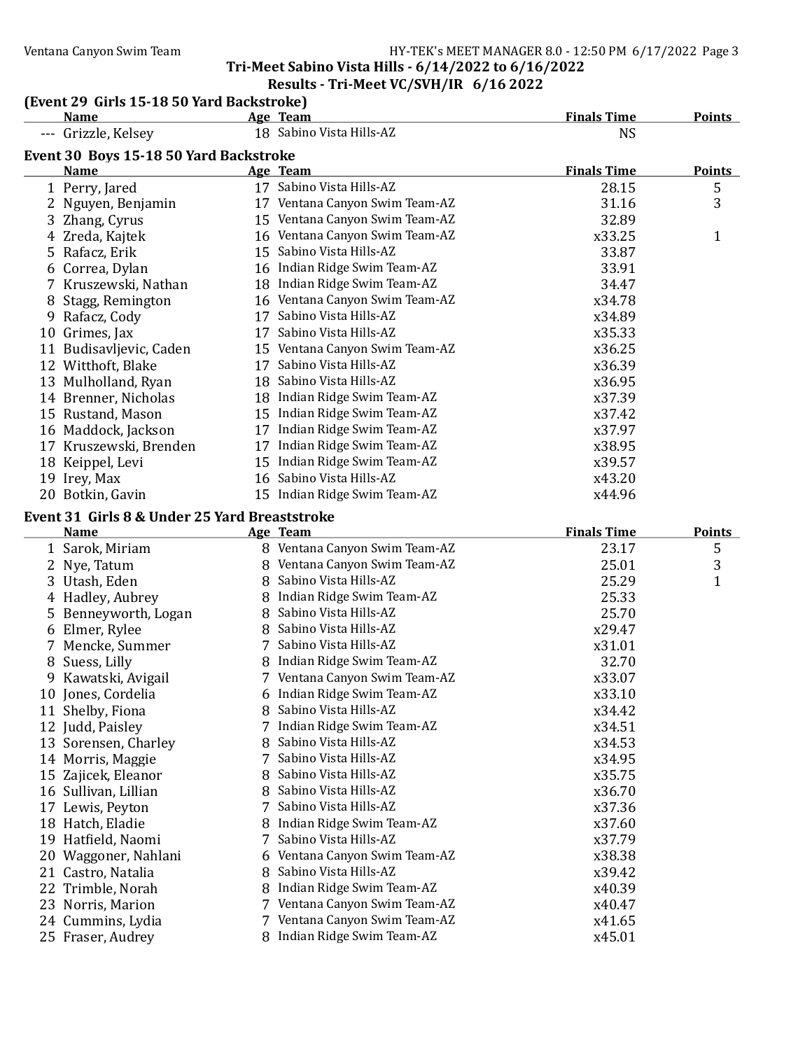## Tri-Meet Sabino Vista Hills - 6/14/2022 to 6/16/2022

## Results - Tri-Meet VC/SVH/IR 6/16 2022

### (Event 29 Girls 15-18 50 Yard Backstroke)

| | Name | Age | Team | Finals Time | Points |
|---|---|---|---|---|---|
| --- | Grizzle, Kelsey | 18 | Sabino Vista Hills-AZ | NS | |

### Event 30 Boys 15-18 50 Yard Backstroke

| | Name | Age | Team | Finals Time | Points |
|---|---|---|---|---|---|
| 1 | Perry, Jared | 17 | Sabino Vista Hills-AZ | 28.15 | 5 |
| 2 | Nguyen, Benjamin | 17 | Ventana Canyon Swim Team-AZ | 31.16 | 3 |
| 3 | Zhang, Cyrus | 15 | Ventana Canyon Swim Team-AZ | 32.89 | |
| 4 | Zreda, Kajtek | 16 | Ventana Canyon Swim Team-AZ | x33.25 | 1 |
| 5 | Rafacz, Erik | 15 | Sabino Vista Hills-AZ | 33.87 | |
| 6 | Correa, Dylan | 16 | Indian Ridge Swim Team-AZ | 33.91 | |
| 7 | Kruszewski, Nathan | 18 | Indian Ridge Swim Team-AZ | 34.47 | |
| 8 | Stagg, Remington | 16 | Ventana Canyon Swim Team-AZ | x34.78 | |
| 9 | Rafacz, Cody | 17 | Sabino Vista Hills-AZ | x34.89 | |
| 10 | Grimes, Jax | 17 | Sabino Vista Hills-AZ | x35.33 | |
| 11 | Budisavljevic, Caden | 15 | Ventana Canyon Swim Team-AZ | x36.25 | |
| 12 | Witthoft, Blake | 17 | Sabino Vista Hills-AZ | x36.39 | |
| 13 | Mulholland, Ryan | 18 | Sabino Vista Hills-AZ | x36.95 | |
| 14 | Brenner, Nicholas | 18 | Indian Ridge Swim Team-AZ | x37.39 | |
| 15 | Rustand, Mason | 15 | Indian Ridge Swim Team-AZ | x37.42 | |
| 16 | Maddock, Jackson | 17 | Indian Ridge Swim Team-AZ | x37.97 | |
| 17 | Kruszewski, Brenden | 17 | Indian Ridge Swim Team-AZ | x38.95 | |
| 18 | Keippel, Levi | 15 | Indian Ridge Swim Team-AZ | x39.57 | |
| 19 | Irey, Max | 16 | Sabino Vista Hills-AZ | x43.20 | |
| 20 | Botkin, Gavin | 15 | Indian Ridge Swim Team-AZ | x44.96 | |

### Event 31 Girls 8 & Under 25 Yard Breaststroke

| | Name | Age | Team | Finals Time | Points |
|---|---|---|---|---|---|
| 1 | Sarok, Miriam | 8 | Ventana Canyon Swim Team-AZ | 23.17 | 5 |
| 2 | Nye, Tatum | 8 | Ventana Canyon Swim Team-AZ | 25.01 | 3 |
| 3 | Utash, Eden | 8 | Sabino Vista Hills-AZ | 25.29 | 1 |
| 4 | Hadley, Aubrey | 8 | Indian Ridge Swim Team-AZ | 25.33 | |
| 5 | Benneyworth, Logan | 8 | Sabino Vista Hills-AZ | 25.70 | |
| 6 | Elmer, Rylee | 8 | Sabino Vista Hills-AZ | x29.47 | |
| 7 | Mencke, Summer | 7 | Sabino Vista Hills-AZ | x31.01 | |
| 8 | Suess, Lilly | 8 | Indian Ridge Swim Team-AZ | 32.70 | |
| 9 | Kawatski, Avigail | 7 | Ventana Canyon Swim Team-AZ | x33.07 | |
| 10 | Jones, Cordelia | 6 | Indian Ridge Swim Team-AZ | x33.10 | |
| 11 | Shelby, Fiona | 8 | Sabino Vista Hills-AZ | x34.42 | |
| 12 | Judd, Paisley | 7 | Indian Ridge Swim Team-AZ | x34.51 | |
| 13 | Sorensen, Charley | 8 | Sabino Vista Hills-AZ | x34.53 | |
| 14 | Morris, Maggie | 7 | Sabino Vista Hills-AZ | x34.95 | |
| 15 | Zajicek, Eleanor | 8 | Sabino Vista Hills-AZ | x35.75 | |
| 16 | Sullivan, Lillian | 8 | Sabino Vista Hills-AZ | x36.70 | |
| 17 | Lewis, Peyton | 7 | Sabino Vista Hills-AZ | x37.36 | |
| 18 | Hatch, Eladie | 8 | Indian Ridge Swim Team-AZ | x37.60 | |
| 19 | Hatfield, Naomi | 7 | Sabino Vista Hills-AZ | x37.79 | |
| 20 | Waggoner, Nahlani | 6 | Ventana Canyon Swim Team-AZ | x38.38 | |
| 21 | Castro, Natalia | 8 | Sabino Vista Hills-AZ | x39.42 | |
| 22 | Trimble, Norah | 8 | Indian Ridge Swim Team-AZ | x40.39 | |
| 23 | Norris, Marion | 7 | Ventana Canyon Swim Team-AZ | x40.47 | |
| 24 | Cummins, Lydia | 7 | Ventana Canyon Swim Team-AZ | x41.65 | |
| 25 | Fraser, Audrey | 8 | Indian Ridge Swim Team-AZ | x45.01 | |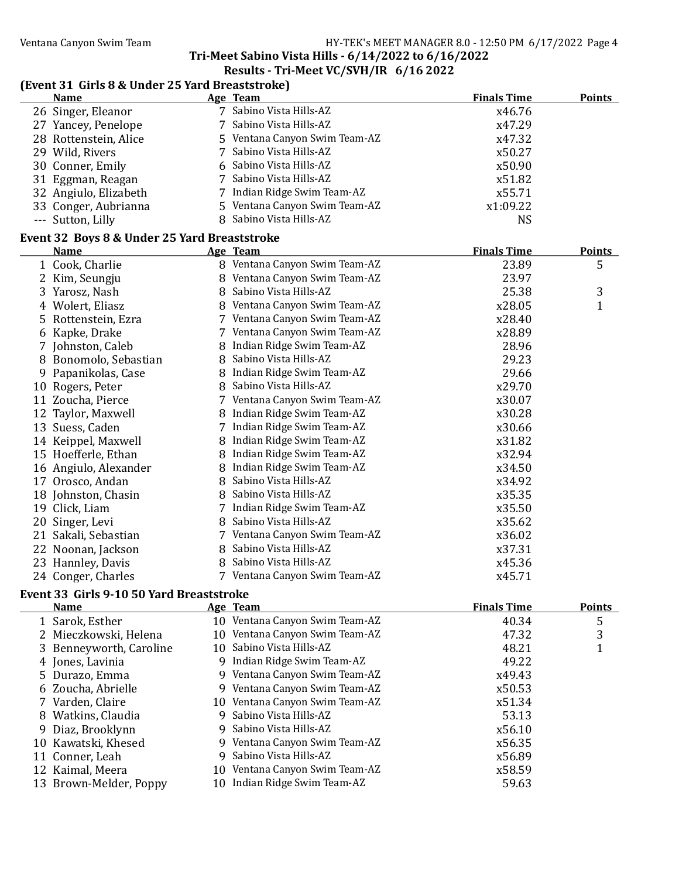## Tri-Meet Sabino Vista Hills - 6/14/2022 to 6/16/2022

## Results - Tri-Meet VC/SVH/IR 6/16 2022

### (Event 31 Girls 8 & Under 25 Yard Breaststroke)

| | Name | Age | Team | Finals Time | Points |
|---|---|---|---|---|---|
| 26 | Singer, Eleanor | 7 | Sabino Vista Hills-AZ | x46.76 | |
| 27 | Yancey, Penelope | 7 | Sabino Vista Hills-AZ | x47.29 | |
| 28 | Rottenstein, Alice | 5 | Ventana Canyon Swim Team-AZ | x47.32 | |
| 29 | Wild, Rivers | 7 | Sabino Vista Hills-AZ | x50.27 | |
| 30 | Conner, Emily | 6 | Sabino Vista Hills-AZ | x50.90 | |
| 31 | Eggman, Reagan | 7 | Sabino Vista Hills-AZ | x51.82 | |
| 32 | Angiulo, Elizabeth | 7 | Indian Ridge Swim Team-AZ | x55.71 | |
| 33 | Conger, Aubrianna | 5 | Ventana Canyon Swim Team-AZ | x1:09.22 | |
| --- | Sutton, Lilly | 8 | Sabino Vista Hills-AZ | NS | |

### Event 32 Boys 8 & Under 25 Yard Breaststroke

| | Name | Age | Team | Finals Time | Points |
|---|---|---|---|---|---|
| 1 | Cook, Charlie | 8 | Ventana Canyon Swim Team-AZ | 23.89 | 5 |
| 2 | Kim, Seungju | 8 | Ventana Canyon Swim Team-AZ | 23.97 | |
| 3 | Yarosz, Nash | 8 | Sabino Vista Hills-AZ | 25.38 | 3 |
| 4 | Wolert, Eliasz | 8 | Ventana Canyon Swim Team-AZ | x28.05 | 1 |
| 5 | Rottenstein, Ezra | 7 | Ventana Canyon Swim Team-AZ | x28.40 | |
| 6 | Kapke, Drake | 7 | Ventana Canyon Swim Team-AZ | x28.89 | |
| 7 | Johnston, Caleb | 8 | Indian Ridge Swim Team-AZ | 28.96 | |
| 8 | Bonomolo, Sebastian | 8 | Sabino Vista Hills-AZ | 29.23 | |
| 9 | Papanikolas, Case | 8 | Indian Ridge Swim Team-AZ | 29.66 | |
| 10 | Rogers, Peter | 8 | Sabino Vista Hills-AZ | x29.70 | |
| 11 | Zoucha, Pierce | 7 | Ventana Canyon Swim Team-AZ | x30.07 | |
| 12 | Taylor, Maxwell | 8 | Indian Ridge Swim Team-AZ | x30.28 | |
| 13 | Suess, Caden | 7 | Indian Ridge Swim Team-AZ | x30.66 | |
| 14 | Keippel, Maxwell | 8 | Indian Ridge Swim Team-AZ | x31.82 | |
| 15 | Hoefferle, Ethan | 8 | Indian Ridge Swim Team-AZ | x32.94 | |
| 16 | Angiulo, Alexander | 8 | Indian Ridge Swim Team-AZ | x34.50 | |
| 17 | Orosco, Andan | 8 | Sabino Vista Hills-AZ | x34.92 | |
| 18 | Johnston, Chasin | 8 | Sabino Vista Hills-AZ | x35.35 | |
| 19 | Click, Liam | 7 | Indian Ridge Swim Team-AZ | x35.50 | |
| 20 | Singer, Levi | 8 | Sabino Vista Hills-AZ | x35.62 | |
| 21 | Sakali, Sebastian | 7 | Ventana Canyon Swim Team-AZ | x36.02 | |
| 22 | Noonan, Jackson | 8 | Sabino Vista Hills-AZ | x37.31 | |
| 23 | Hannley, Davis | 8 | Sabino Vista Hills-AZ | x45.36 | |
| 24 | Conger, Charles | 7 | Ventana Canyon Swim Team-AZ | x45.71 | |

### Event 33 Girls 9-10 50 Yard Breaststroke

| | Name | Age | Team | Finals Time | Points |
|---|---|---|---|---|---|
| 1 | Sarok, Esther | 10 | Ventana Canyon Swim Team-AZ | 40.34 | 5 |
| 2 | Mieczkowski, Helena | 10 | Ventana Canyon Swim Team-AZ | 47.32 | 3 |
| 3 | Benneyworth, Caroline | 10 | Sabino Vista Hills-AZ | 48.21 | 1 |
| 4 | Jones, Lavinia | 9 | Indian Ridge Swim Team-AZ | 49.22 | |
| 5 | Durazo, Emma | 9 | Ventana Canyon Swim Team-AZ | x49.43 | |
| 6 | Zoucha, Abrielle | 9 | Ventana Canyon Swim Team-AZ | x50.53 | |
| 7 | Varden, Claire | 10 | Ventana Canyon Swim Team-AZ | x51.34 | |
| 8 | Watkins, Claudia | 9 | Sabino Vista Hills-AZ | 53.13 | |
| 9 | Diaz, Brooklynn | 9 | Sabino Vista Hills-AZ | x56.10 | |
| 10 | Kawatski, Khesed | 9 | Ventana Canyon Swim Team-AZ | x56.35 | |
| 11 | Conner, Leah | 9 | Sabino Vista Hills-AZ | x56.89 | |
| 12 | Kaimal, Meera | 10 | Ventana Canyon Swim Team-AZ | x58.59 | |
| 13 | Brown-Melder, Poppy | 10 | Indian Ridge Swim Team-AZ | 59.63 | |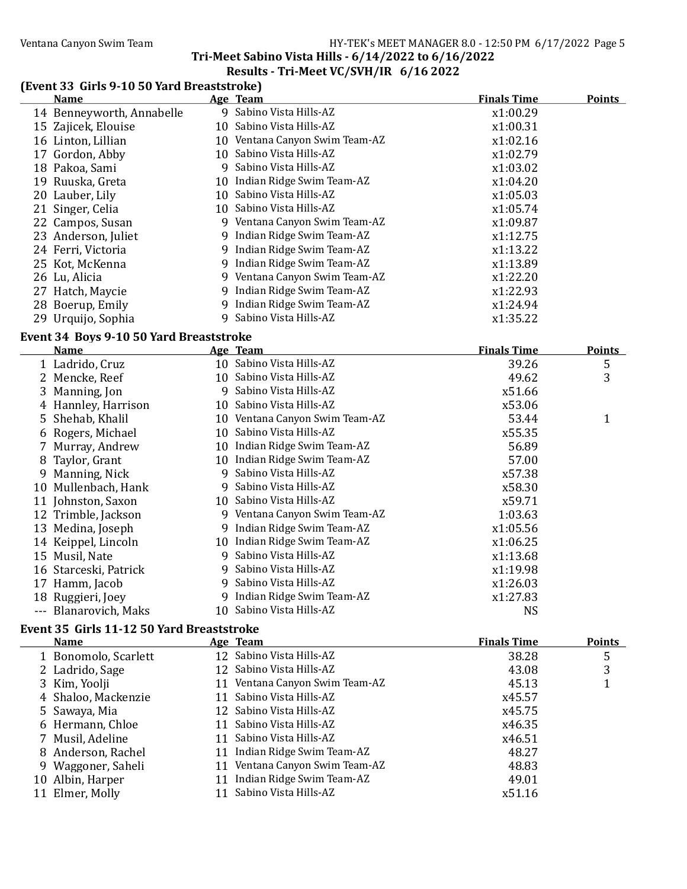## Tri-Meet Sabino Vista Hills - 6/14/2022 to 6/16/2022

### Results - Tri-Meet VC/SVH/IR 6/16 2022

### (Event 33 Girls 9-10 50 Yard Breaststroke)

| | Name | Age | Team | Finals Time | Points |
|---|---|---|---|---|---|
| 14 | Benneyworth, Annabelle | 9 | Sabino Vista Hills-AZ | x1:00.29 | |
| 15 | Zajicek, Elouise | 10 | Sabino Vista Hills-AZ | x1:00.31 | |
| 16 | Linton, Lillian | 10 | Ventana Canyon Swim Team-AZ | x1:02.16 | |
| 17 | Gordon, Abby | 10 | Sabino Vista Hills-AZ | x1:02.79 | |
| 18 | Pakoa, Sami | 9 | Sabino Vista Hills-AZ | x1:03.02 | |
| 19 | Ruuska, Greta | 10 | Indian Ridge Swim Team-AZ | x1:04.20 | |
| 20 | Lauber, Lily | 10 | Sabino Vista Hills-AZ | x1:05.03 | |
| 21 | Singer, Celia | 10 | Sabino Vista Hills-AZ | x1:05.74 | |
| 22 | Campos, Susan | 9 | Ventana Canyon Swim Team-AZ | x1:09.87 | |
| 23 | Anderson, Juliet | 9 | Indian Ridge Swim Team-AZ | x1:12.75 | |
| 24 | Ferri, Victoria | 9 | Indian Ridge Swim Team-AZ | x1:13.22 | |
| 25 | Kot, McKenna | 9 | Indian Ridge Swim Team-AZ | x1:13.89 | |
| 26 | Lu, Alicia | 9 | Ventana Canyon Swim Team-AZ | x1:22.20 | |
| 27 | Hatch, Maycie | 9 | Indian Ridge Swim Team-AZ | x1:22.93 | |
| 28 | Boerup, Emily | 9 | Indian Ridge Swim Team-AZ | x1:24.94 | |
| 29 | Urquijo, Sophia | 9 | Sabino Vista Hills-AZ | x1:35.22 | |

### Event 34 Boys 9-10 50 Yard Breaststroke

| | Name | Age | Team | Finals Time | Points |
|---|---|---|---|---|---|
| 1 | Ladrido, Cruz | 10 | Sabino Vista Hills-AZ | 39.26 | 5 |
| 2 | Mencke, Reef | 10 | Sabino Vista Hills-AZ | 49.62 | 3 |
| 3 | Manning, Jon | 9 | Sabino Vista Hills-AZ | x51.66 | |
| 4 | Hannley, Harrison | 10 | Sabino Vista Hills-AZ | x53.06 | |
| 5 | Shehab, Khalil | 10 | Ventana Canyon Swim Team-AZ | 53.44 | 1 |
| 6 | Rogers, Michael | 10 | Sabino Vista Hills-AZ | x55.35 | |
| 7 | Murray, Andrew | 10 | Indian Ridge Swim Team-AZ | 56.89 | |
| 8 | Taylor, Grant | 10 | Indian Ridge Swim Team-AZ | 57.00 | |
| 9 | Manning, Nick | 9 | Sabino Vista Hills-AZ | x57.38 | |
| 10 | Mullenbach, Hank | 9 | Sabino Vista Hills-AZ | x58.30 | |
| 11 | Johnston, Saxon | 10 | Sabino Vista Hills-AZ | x59.71 | |
| 12 | Trimble, Jackson | 9 | Ventana Canyon Swim Team-AZ | 1:03.63 | |
| 13 | Medina, Joseph | 9 | Indian Ridge Swim Team-AZ | x1:05.56 | |
| 14 | Keippel, Lincoln | 10 | Indian Ridge Swim Team-AZ | x1:06.25 | |
| 15 | Musil, Nate | 9 | Sabino Vista Hills-AZ | x1:13.68 | |
| 16 | Starceski, Patrick | 9 | Sabino Vista Hills-AZ | x1:19.98 | |
| 17 | Hamm, Jacob | 9 | Sabino Vista Hills-AZ | x1:26.03 | |
| 18 | Ruggieri, Joey | 9 | Indian Ridge Swim Team-AZ | x1:27.83 | |
| --- | Blanarovich, Maks | 10 | Sabino Vista Hills-AZ | NS | |

### Event 35 Girls 11-12 50 Yard Breaststroke

| | Name | Age | Team | Finals Time | Points |
|---|---|---|---|---|---|
| 1 | Bonomolo, Scarlett | 12 | Sabino Vista Hills-AZ | 38.28 | 5 |
| 2 | Ladrido, Sage | 12 | Sabino Vista Hills-AZ | 43.08 | 3 |
| 3 | Kim, Yoolji | 11 | Ventana Canyon Swim Team-AZ | 45.13 | 1 |
| 4 | Shaloo, Mackenzie | 11 | Sabino Vista Hills-AZ | x45.57 | |
| 5 | Sawaya, Mia | 12 | Sabino Vista Hills-AZ | x45.75 | |
| 6 | Hermann, Chloe | 11 | Sabino Vista Hills-AZ | x46.35 | |
| 7 | Musil, Adeline | 11 | Sabino Vista Hills-AZ | x46.51 | |
| 8 | Anderson, Rachel | 11 | Indian Ridge Swim Team-AZ | 48.27 | |
| 9 | Waggoner, Saheli | 11 | Ventana Canyon Swim Team-AZ | 48.83 | |
| 10 | Albin, Harper | 11 | Indian Ridge Swim Team-AZ | 49.01 | |
| 11 | Elmer, Molly | 11 | Sabino Vista Hills-AZ | x51.16 | |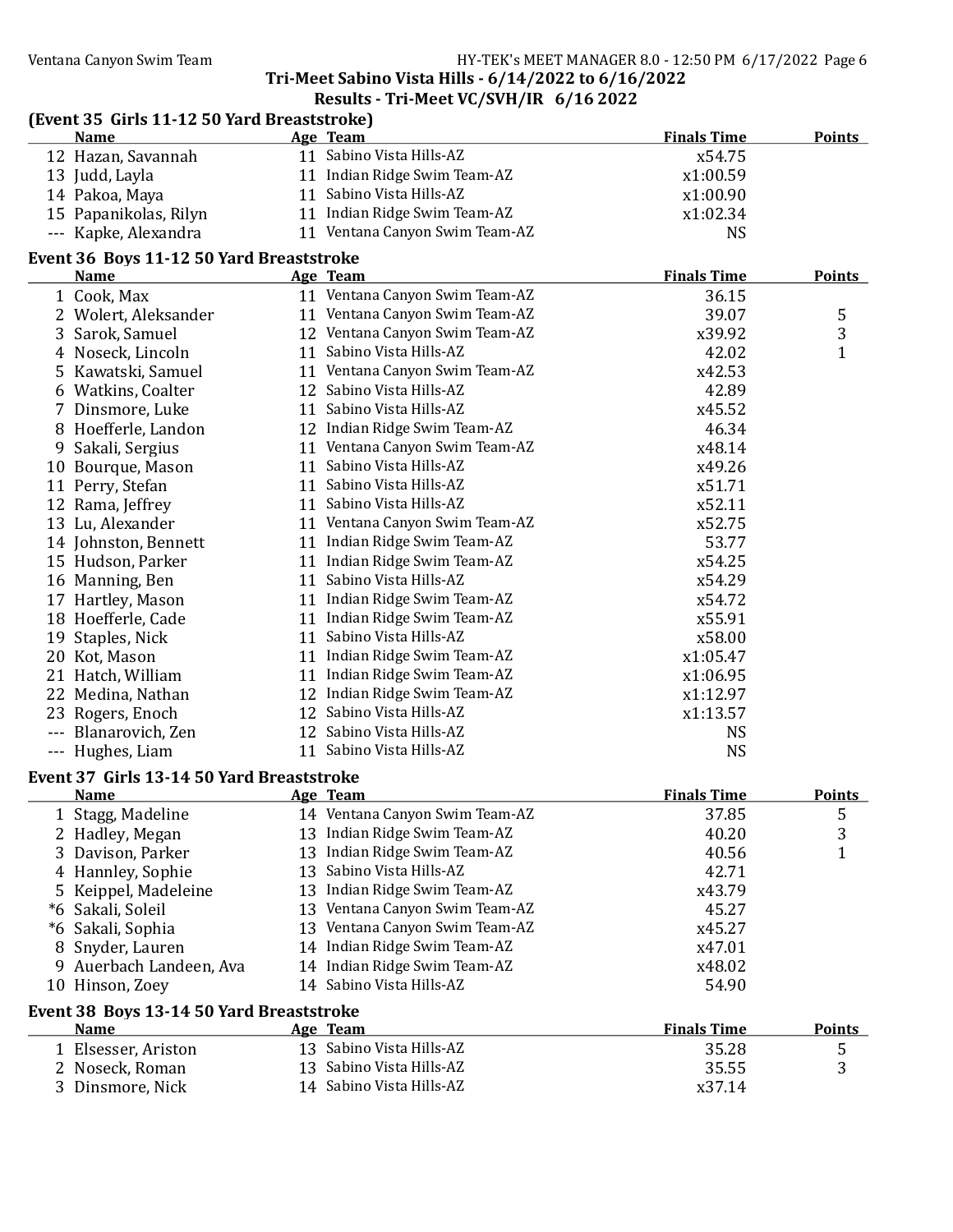Tri-Meet Sabino Vista Hills - 6/14/2022 to 6/16/2022

Results - Tri-Meet VC/SVH/IR 6/16 2022

## (Event 35 Girls 11-12 50 Yard Breaststroke)

| | Name | Age | Team | Finals Time | Points |
|---|---|---|---|---|---|
| 12 | Hazan, Savannah | 11 | Sabino Vista Hills-AZ | x54.75 | |
| 13 | Judd, Layla | 11 | Indian Ridge Swim Team-AZ | x1:00.59 | |
| 14 | Pakoa, Maya | 11 | Sabino Vista Hills-AZ | x1:00.90 | |
| 15 | Papanikolas, Rilyn | 11 | Indian Ridge Swim Team-AZ | x1:02.34 | |
| --- | Kapke, Alexandra | 11 | Ventana Canyon Swim Team-AZ | NS | |

## Event 36 Boys 11-12 50 Yard Breaststroke

| | Name | Age | Team | Finals Time | Points |
|---|---|---|---|---|---|
| 1 | Cook, Max | 11 | Ventana Canyon Swim Team-AZ | 36.15 | |
| 2 | Wolert, Aleksander | 11 | Ventana Canyon Swim Team-AZ | 39.07 | 5 |
| 3 | Sarok, Samuel | 12 | Ventana Canyon Swim Team-AZ | x39.92 | 3 |
| 4 | Noseck, Lincoln | 11 | Sabino Vista Hills-AZ | 42.02 | 1 |
| 5 | Kawatski, Samuel | 11 | Ventana Canyon Swim Team-AZ | x42.53 | |
| 6 | Watkins, Coalter | 12 | Sabino Vista Hills-AZ | 42.89 | |
| 7 | Dinsmore, Luke | 11 | Sabino Vista Hills-AZ | x45.52 | |
| 8 | Hoefferle, Landon | 12 | Indian Ridge Swim Team-AZ | 46.34 | |
| 9 | Sakali, Sergius | 11 | Ventana Canyon Swim Team-AZ | x48.14 | |
| 10 | Bourque, Mason | 11 | Sabino Vista Hills-AZ | x49.26 | |
| 11 | Perry, Stefan | 11 | Sabino Vista Hills-AZ | x51.71 | |
| 12 | Rama, Jeffrey | 11 | Sabino Vista Hills-AZ | x52.11 | |
| 13 | Lu, Alexander | 11 | Ventana Canyon Swim Team-AZ | x52.75 | |
| 14 | Johnston, Bennett | 11 | Indian Ridge Swim Team-AZ | 53.77 | |
| 15 | Hudson, Parker | 11 | Indian Ridge Swim Team-AZ | x54.25 | |
| 16 | Manning, Ben | 11 | Sabino Vista Hills-AZ | x54.29 | |
| 17 | Hartley, Mason | 11 | Indian Ridge Swim Team-AZ | x54.72 | |
| 18 | Hoefferle, Cade | 11 | Indian Ridge Swim Team-AZ | x55.91 | |
| 19 | Staples, Nick | 11 | Sabino Vista Hills-AZ | x58.00 | |
| 20 | Kot, Mason | 11 | Indian Ridge Swim Team-AZ | x1:05.47 | |
| 21 | Hatch, William | 11 | Indian Ridge Swim Team-AZ | x1:06.95 | |
| 22 | Medina, Nathan | 12 | Indian Ridge Swim Team-AZ | x1:12.97 | |
| 23 | Rogers, Enoch | 12 | Sabino Vista Hills-AZ | x1:13.57 | |
| --- | Blanarovich, Zen | 12 | Sabino Vista Hills-AZ | NS | |
| --- | Hughes, Liam | 11 | Sabino Vista Hills-AZ | NS | |

## Event 37 Girls 13-14 50 Yard Breaststroke

| | Name | Age | Team | Finals Time | Points |
|---|---|---|---|---|---|
| 1 | Stagg, Madeline | 14 | Ventana Canyon Swim Team-AZ | 37.85 | 5 |
| 2 | Hadley, Megan | 13 | Indian Ridge Swim Team-AZ | 40.20 | 3 |
| 3 | Davison, Parker | 13 | Indian Ridge Swim Team-AZ | 40.56 | 1 |
| 4 | Hannley, Sophie | 13 | Sabino Vista Hills-AZ | 42.71 | |
| 5 | Keippel, Madeleine | 13 | Indian Ridge Swim Team-AZ | x43.79 | |
| *6 | Sakali, Soleil | 13 | Ventana Canyon Swim Team-AZ | 45.27 | |
| *6 | Sakali, Sophia | 13 | Ventana Canyon Swim Team-AZ | x45.27 | |
| 8 | Snyder, Lauren | 14 | Indian Ridge Swim Team-AZ | x47.01 | |
| 9 | Auerbach Landeen, Ava | 14 | Indian Ridge Swim Team-AZ | x48.02 | |
| 10 | Hinson, Zoey | 14 | Sabino Vista Hills-AZ | 54.90 | |

## Event 38 Boys 13-14 50 Yard Breaststroke

| | Name | Age | Team | Finals Time | Points |
|---|---|---|---|---|---|
| 1 | Elsesser, Ariston | 13 | Sabino Vista Hills-AZ | 35.28 | 5 |
| 2 | Noseck, Roman | 13 | Sabino Vista Hills-AZ | 35.55 | 3 |
| 3 | Dinsmore, Nick | 14 | Sabino Vista Hills-AZ | x37.14 | |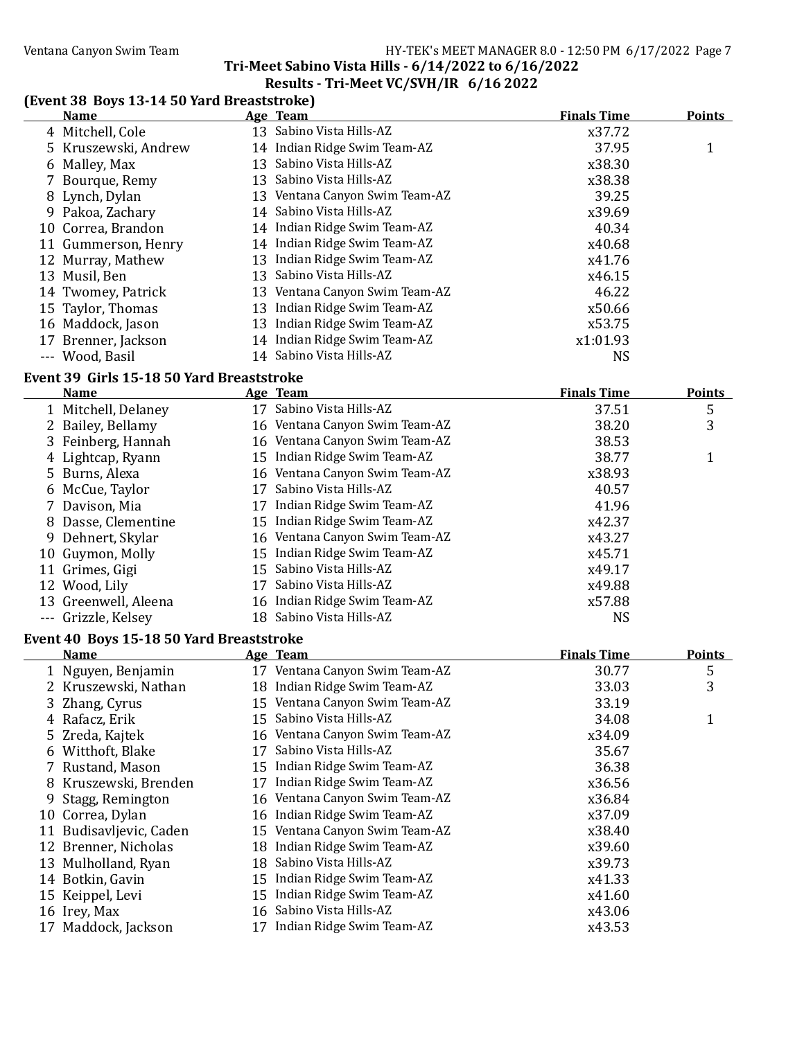Tri-Meet Sabino Vista Hills - 6/14/2022 to 6/16/2022

Results - Tri-Meet VC/SVH/IR 6/16 2022

## (Event 38 Boys 13-14 50 Yard Breaststroke)

| | Name | Age | Team | Finals Time | Points |
|---|---|---|---|---|---|
| 4 | Mitchell, Cole | 13 | Sabino Vista Hills-AZ | x37.72 | |
| 5 | Kruszewski, Andrew | 14 | Indian Ridge Swim Team-AZ | 37.95 | 1 |
| 6 | Malley, Max | 13 | Sabino Vista Hills-AZ | x38.30 | |
| 7 | Bourque, Remy | 13 | Sabino Vista Hills-AZ | x38.38 | |
| 8 | Lynch, Dylan | 13 | Ventana Canyon Swim Team-AZ | 39.25 | |
| 9 | Pakoa, Zachary | 14 | Sabino Vista Hills-AZ | x39.69 | |
| 10 | Correa, Brandon | 14 | Indian Ridge Swim Team-AZ | 40.34 | |
| 11 | Gummerson, Henry | 14 | Indian Ridge Swim Team-AZ | x40.68 | |
| 12 | Murray, Mathew | 13 | Indian Ridge Swim Team-AZ | x41.76 | |
| 13 | Musil, Ben | 13 | Sabino Vista Hills-AZ | x46.15 | |
| 14 | Twomey, Patrick | 13 | Ventana Canyon Swim Team-AZ | 46.22 | |
| 15 | Taylor, Thomas | 13 | Indian Ridge Swim Team-AZ | x50.66 | |
| 16 | Maddock, Jason | 13 | Indian Ridge Swim Team-AZ | x53.75 | |
| 17 | Brenner, Jackson | 14 | Indian Ridge Swim Team-AZ | x1:01.93 | |
| --- | Wood, Basil | 14 | Sabino Vista Hills-AZ | NS | |

## Event 39 Girls 15-18 50 Yard Breaststroke

| | Name | Age | Team | Finals Time | Points |
|---|---|---|---|---|---|
| 1 | Mitchell, Delaney | 17 | Sabino Vista Hills-AZ | 37.51 | 5 |
| 2 | Bailey, Bellamy | 16 | Ventana Canyon Swim Team-AZ | 38.20 | 3 |
| 3 | Feinberg, Hannah | 16 | Ventana Canyon Swim Team-AZ | 38.53 | |
| 4 | Lightcap, Ryann | 15 | Indian Ridge Swim Team-AZ | 38.77 | 1 |
| 5 | Burns, Alexa | 16 | Ventana Canyon Swim Team-AZ | x38.93 | |
| 6 | McCue, Taylor | 17 | Sabino Vista Hills-AZ | 40.57 | |
| 7 | Davison, Mia | 17 | Indian Ridge Swim Team-AZ | 41.96 | |
| 8 | Dasse, Clementine | 15 | Indian Ridge Swim Team-AZ | x42.37 | |
| 9 | Dehnert, Skylar | 16 | Ventana Canyon Swim Team-AZ | x43.27 | |
| 10 | Guymon, Molly | 15 | Indian Ridge Swim Team-AZ | x45.71 | |
| 11 | Grimes, Gigi | 15 | Sabino Vista Hills-AZ | x49.17 | |
| 12 | Wood, Lily | 17 | Sabino Vista Hills-AZ | x49.88 | |
| 13 | Greenwell, Aleena | 16 | Indian Ridge Swim Team-AZ | x57.88 | |
| --- | Grizzle, Kelsey | 18 | Sabino Vista Hills-AZ | NS | |

## Event 40 Boys 15-18 50 Yard Breaststroke

| | Name | Age | Team | Finals Time | Points |
|---|---|---|---|---|---|
| 1 | Nguyen, Benjamin | 17 | Ventana Canyon Swim Team-AZ | 30.77 | 5 |
| 2 | Kruszewski, Nathan | 18 | Indian Ridge Swim Team-AZ | 33.03 | 3 |
| 3 | Zhang, Cyrus | 15 | Ventana Canyon Swim Team-AZ | 33.19 | |
| 4 | Rafacz, Erik | 15 | Sabino Vista Hills-AZ | 34.08 | 1 |
| 5 | Zreda, Kajtek | 16 | Ventana Canyon Swim Team-AZ | x34.09 | |
| 6 | Witthoft, Blake | 17 | Sabino Vista Hills-AZ | 35.67 | |
| 7 | Rustand, Mason | 15 | Indian Ridge Swim Team-AZ | 36.38 | |
| 8 | Kruszewski, Brenden | 17 | Indian Ridge Swim Team-AZ | x36.56 | |
| 9 | Stagg, Remington | 16 | Ventana Canyon Swim Team-AZ | x36.84 | |
| 10 | Correa, Dylan | 16 | Indian Ridge Swim Team-AZ | x37.09 | |
| 11 | Budisavljevic, Caden | 15 | Ventana Canyon Swim Team-AZ | x38.40 | |
| 12 | Brenner, Nicholas | 18 | Indian Ridge Swim Team-AZ | x39.60 | |
| 13 | Mulholland, Ryan | 18 | Sabino Vista Hills-AZ | x39.73 | |
| 14 | Botkin, Gavin | 15 | Indian Ridge Swim Team-AZ | x41.33 | |
| 15 | Keippel, Levi | 15 | Indian Ridge Swim Team-AZ | x41.60 | |
| 16 | Irey, Max | 16 | Sabino Vista Hills-AZ | x43.06 | |
| 17 | Maddock, Jackson | 17 | Indian Ridge Swim Team-AZ | x43.53 | |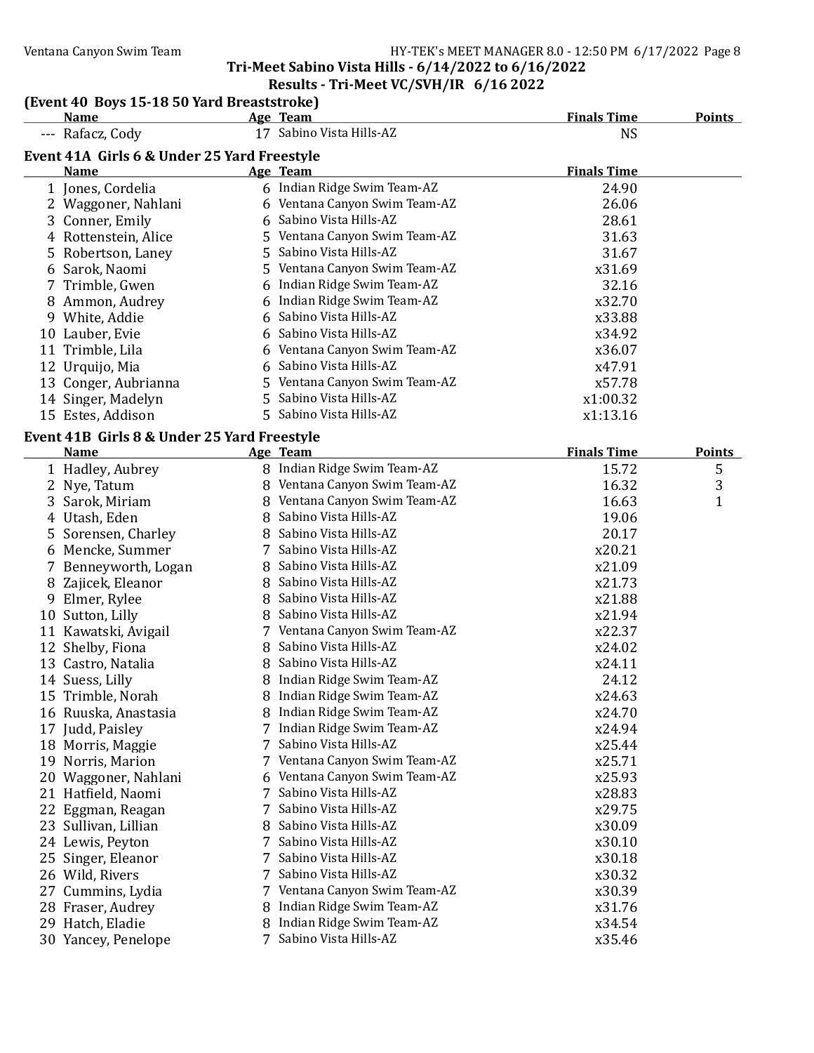**Tri-Meet Sabino Vista Hills - 6/14/2022 to 6/16/2022**

**Results - Tri-Meet VC/SVH/IR 6/16 2022**

### (Event 40 Boys 15-18 50 Yard Breaststroke)

| | Name | Age | Team | Finals Time | Points |
|---|---|---|---|---|---|
| --- | Rafacz, Cody | 17 | Sabino Vista Hills-AZ | NS | |

### Event 41A Girls 6 & Under 25 Yard Freestyle

| | Name | Age | Team | Finals Time |
|---|---|---|---|---|
| 1 | Jones, Cordelia | 6 | Indian Ridge Swim Team-AZ | 24.90 |
| 2 | Waggoner, Nahlani | 6 | Ventana Canyon Swim Team-AZ | 26.06 |
| 3 | Conner, Emily | 6 | Sabino Vista Hills-AZ | 28.61 |
| 4 | Rottenstein, Alice | 5 | Ventana Canyon Swim Team-AZ | 31.63 |
| 5 | Robertson, Laney | 5 | Sabino Vista Hills-AZ | 31.67 |
| 6 | Sarok, Naomi | 5 | Ventana Canyon Swim Team-AZ | x31.69 |
| 7 | Trimble, Gwen | 6 | Indian Ridge Swim Team-AZ | 32.16 |
| 8 | Ammon, Audrey | 6 | Indian Ridge Swim Team-AZ | x32.70 |
| 9 | White, Addie | 6 | Sabino Vista Hills-AZ | x33.88 |
| 10 | Lauber, Evie | 6 | Sabino Vista Hills-AZ | x34.92 |
| 11 | Trimble, Lila | 6 | Ventana Canyon Swim Team-AZ | x36.07 |
| 12 | Urquijo, Mia | 6 | Sabino Vista Hills-AZ | x47.91 |
| 13 | Conger, Aubrianna | 5 | Ventana Canyon Swim Team-AZ | x57.78 |
| 14 | Singer, Madelyn | 5 | Sabino Vista Hills-AZ | x1:00.32 |
| 15 | Estes, Addison | 5 | Sabino Vista Hills-AZ | x1:13.16 |

### Event 41B Girls 8 & Under 25 Yard Freestyle

| | Name | Age | Team | Finals Time | Points |
|---|---|---|---|---|---|
| 1 | Hadley, Aubrey | 8 | Indian Ridge Swim Team-AZ | 15.72 | 5 |
| 2 | Nye, Tatum | 8 | Ventana Canyon Swim Team-AZ | 16.32 | 3 |
| 3 | Sarok, Miriam | 8 | Ventana Canyon Swim Team-AZ | 16.63 | 1 |
| 4 | Utash, Eden | 8 | Sabino Vista Hills-AZ | 19.06 | |
| 5 | Sorensen, Charley | 8 | Sabino Vista Hills-AZ | 20.17 | |
| 6 | Mencke, Summer | 7 | Sabino Vista Hills-AZ | x20.21 | |
| 7 | Benneyworth, Logan | 8 | Sabino Vista Hills-AZ | x21.09 | |
| 8 | Zajicek, Eleanor | 8 | Sabino Vista Hills-AZ | x21.73 | |
| 9 | Elmer, Rylee | 8 | Sabino Vista Hills-AZ | x21.88 | |
| 10 | Sutton, Lilly | 8 | Sabino Vista Hills-AZ | x21.94 | |
| 11 | Kawatski, Avigail | 7 | Ventana Canyon Swim Team-AZ | x22.37 | |
| 12 | Shelby, Fiona | 8 | Sabino Vista Hills-AZ | x24.02 | |
| 13 | Castro, Natalia | 8 | Sabino Vista Hills-AZ | x24.11 | |
| 14 | Suess, Lilly | 8 | Indian Ridge Swim Team-AZ | 24.12 | |
| 15 | Trimble, Norah | 8 | Indian Ridge Swim Team-AZ | x24.63 | |
| 16 | Ruuska, Anastasia | 8 | Indian Ridge Swim Team-AZ | x24.70 | |
| 17 | Judd, Paisley | 7 | Indian Ridge Swim Team-AZ | x24.94 | |
| 18 | Morris, Maggie | 7 | Sabino Vista Hills-AZ | x25.44 | |
| 19 | Norris, Marion | 7 | Ventana Canyon Swim Team-AZ | x25.71 | |
| 20 | Waggoner, Nahlani | 6 | Ventana Canyon Swim Team-AZ | x25.93 | |
| 21 | Hatfield, Naomi | 7 | Sabino Vista Hills-AZ | x28.83 | |
| 22 | Eggman, Reagan | 7 | Sabino Vista Hills-AZ | x29.75 | |
| 23 | Sullivan, Lillian | 8 | Sabino Vista Hills-AZ | x30.09 | |
| 24 | Lewis, Peyton | 7 | Sabino Vista Hills-AZ | x30.10 | |
| 25 | Singer, Eleanor | 7 | Sabino Vista Hills-AZ | x30.18 | |
| 26 | Wild, Rivers | 7 | Sabino Vista Hills-AZ | x30.32 | |
| 27 | Cummins, Lydia | 7 | Ventana Canyon Swim Team-AZ | x30.39 | |
| 28 | Fraser, Audrey | 8 | Indian Ridge Swim Team-AZ | x31.76 | |
| 29 | Hatch, Eladie | 8 | Indian Ridge Swim Team-AZ | x34.54 | |
| 30 | Yancey, Penelope | 7 | Sabino Vista Hills-AZ | x35.46 | |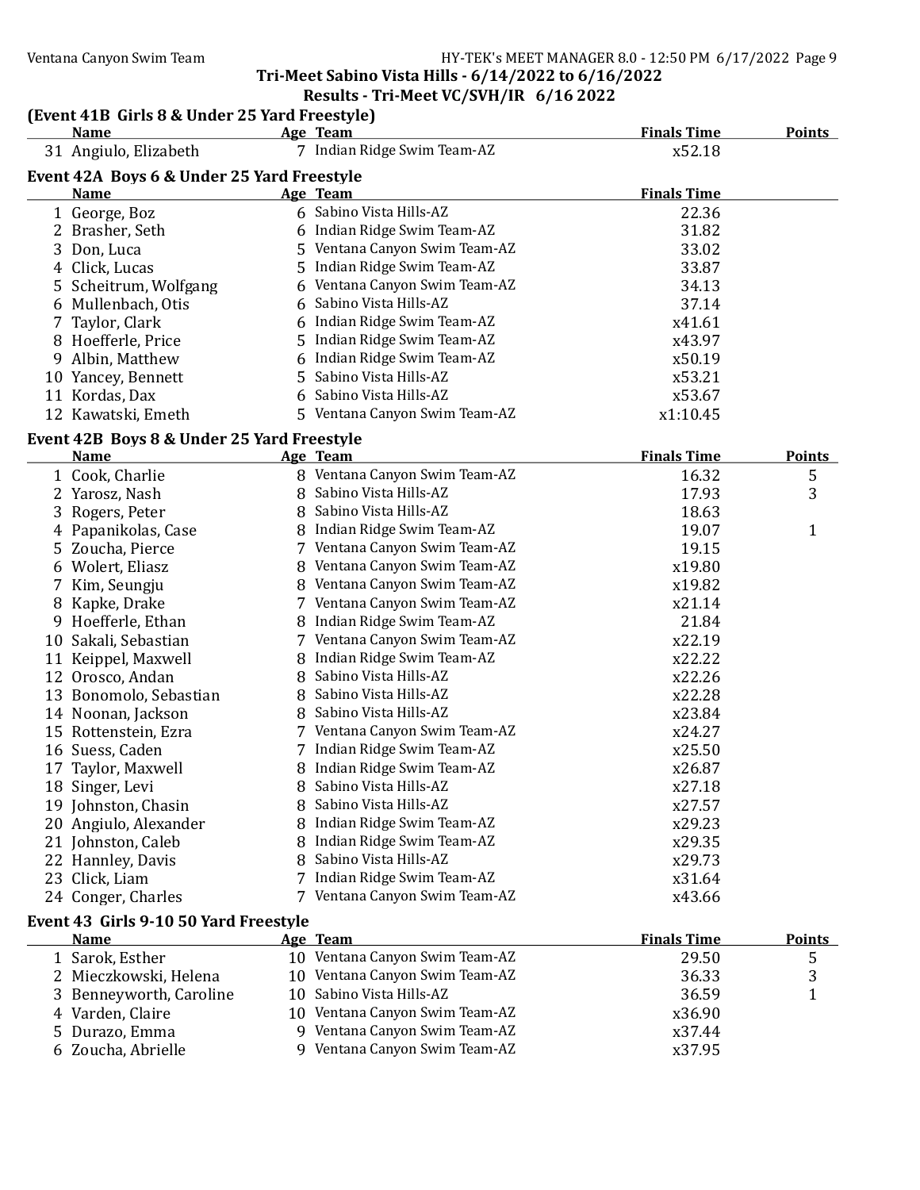## Tri-Meet Sabino Vista Hills - 6/14/2022 to 6/16/2022

## Results - Tri-Meet VC/SVH/IR 6/16 2022

### (Event 41B Girls 8 & Under 25 Yard Freestyle)

| | Name | Age | Team | Finals Time | Points |
|---|---|---|---|---|---|
| 31 | Angiulo, Elizabeth | 7 | Indian Ridge Swim Team-AZ | x52.18 | |

### Event 42A Boys 6 & Under 25 Yard Freestyle

| | Name | Age | Team | Finals Time |
|---|---|---|---|---|
| 1 | George, Boz | 6 | Sabino Vista Hills-AZ | 22.36 |
| 2 | Brasher, Seth | 6 | Indian Ridge Swim Team-AZ | 31.82 |
| 3 | Don, Luca | 5 | Ventana Canyon Swim Team-AZ | 33.02 |
| 4 | Click, Lucas | 5 | Indian Ridge Swim Team-AZ | 33.87 |
| 5 | Scheitrum, Wolfgang | 6 | Ventana Canyon Swim Team-AZ | 34.13 |
| 6 | Mullenbach, Otis | 6 | Sabino Vista Hills-AZ | 37.14 |
| 7 | Taylor, Clark | 6 | Indian Ridge Swim Team-AZ | x41.61 |
| 8 | Hoefferle, Price | 5 | Indian Ridge Swim Team-AZ | x43.97 |
| 9 | Albin, Matthew | 6 | Indian Ridge Swim Team-AZ | x50.19 |
| 10 | Yancey, Bennett | 5 | Sabino Vista Hills-AZ | x53.21 |
| 11 | Kordas, Dax | 6 | Sabino Vista Hills-AZ | x53.67 |
| 12 | Kawatski, Emeth | 5 | Ventana Canyon Swim Team-AZ | x1:10.45 |

### Event 42B Boys 8 & Under 25 Yard Freestyle

| | Name | Age | Team | Finals Time | Points |
|---|---|---|---|---|---|
| 1 | Cook, Charlie | 8 | Ventana Canyon Swim Team-AZ | 16.32 | 5 |
| 2 | Yarosz, Nash | 8 | Sabino Vista Hills-AZ | 17.93 | 3 |
| 3 | Rogers, Peter | 8 | Sabino Vista Hills-AZ | 18.63 | |
| 4 | Papanikolas, Case | 8 | Indian Ridge Swim Team-AZ | 19.07 | 1 |
| 5 | Zoucha, Pierce | 7 | Ventana Canyon Swim Team-AZ | 19.15 | |
| 6 | Wolert, Eliasz | 8 | Ventana Canyon Swim Team-AZ | x19.80 | |
| 7 | Kim, Seungju | 8 | Ventana Canyon Swim Team-AZ | x19.82 | |
| 8 | Kapke, Drake | 7 | Ventana Canyon Swim Team-AZ | x21.14 | |
| 9 | Hoefferle, Ethan | 8 | Indian Ridge Swim Team-AZ | 21.84 | |
| 10 | Sakali, Sebastian | 7 | Ventana Canyon Swim Team-AZ | x22.19 | |
| 11 | Keippel, Maxwell | 8 | Indian Ridge Swim Team-AZ | x22.22 | |
| 12 | Orosco, Andan | 8 | Sabino Vista Hills-AZ | x22.26 | |
| 13 | Bonomolo, Sebastian | 8 | Sabino Vista Hills-AZ | x22.28 | |
| 14 | Noonan, Jackson | 8 | Sabino Vista Hills-AZ | x23.84 | |
| 15 | Rottenstein, Ezra | 7 | Ventana Canyon Swim Team-AZ | x24.27 | |
| 16 | Suess, Caden | 7 | Indian Ridge Swim Team-AZ | x25.50 | |
| 17 | Taylor, Maxwell | 8 | Indian Ridge Swim Team-AZ | x26.87 | |
| 18 | Singer, Levi | 8 | Sabino Vista Hills-AZ | x27.18 | |
| 19 | Johnston, Chasin | 8 | Sabino Vista Hills-AZ | x27.57 | |
| 20 | Angiulo, Alexander | 8 | Indian Ridge Swim Team-AZ | x29.23 | |
| 21 | Johnston, Caleb | 8 | Indian Ridge Swim Team-AZ | x29.35 | |
| 22 | Hannley, Davis | 8 | Sabino Vista Hills-AZ | x29.73 | |
| 23 | Click, Liam | 7 | Indian Ridge Swim Team-AZ | x31.64 | |
| 24 | Conger, Charles | 7 | Ventana Canyon Swim Team-AZ | x43.66 | |

### Event 43 Girls 9-10 50 Yard Freestyle

| | Name | Age | Team | Finals Time | Points |
|---|---|---|---|---|---|
| 1 | Sarok, Esther | 10 | Ventana Canyon Swim Team-AZ | 29.50 | 5 |
| 2 | Mieczkowski, Helena | 10 | Ventana Canyon Swim Team-AZ | 36.33 | 3 |
| 3 | Benneyworth, Caroline | 10 | Sabino Vista Hills-AZ | 36.59 | 1 |
| 4 | Varden, Claire | 10 | Ventana Canyon Swim Team-AZ | x36.90 | |
| 5 | Durazo, Emma | 9 | Ventana Canyon Swim Team-AZ | x37.44 | |
| 6 | Zoucha, Abrielle | 9 | Ventana Canyon Swim Team-AZ | x37.95 | |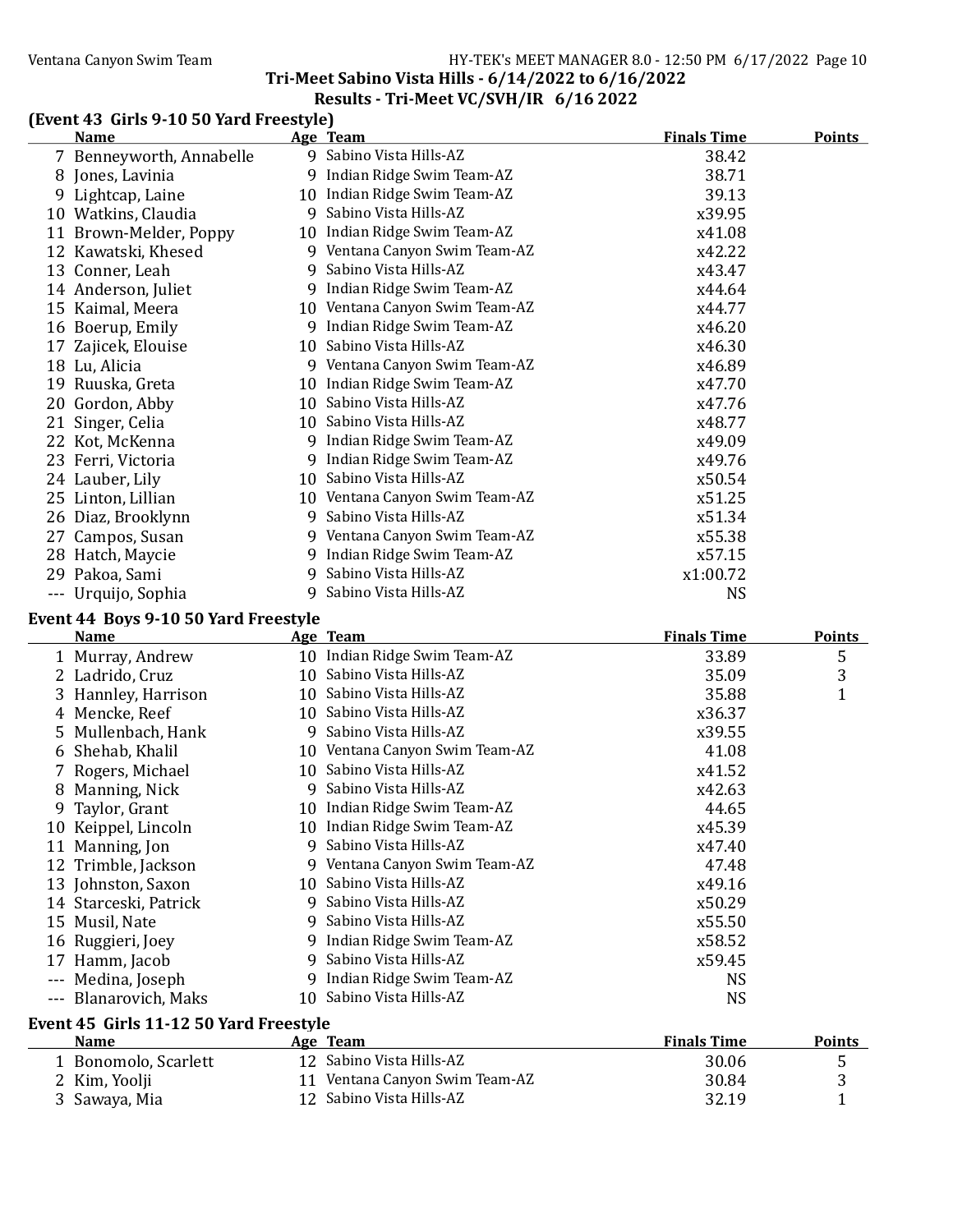# Tri-Meet Sabino Vista Hills - 6/14/2022 to 6/16/2022

## Results - Tri-Meet VC/SVH/IR 6/16 2022

### (Event 43 Girls 9-10 50 Yard Freestyle)

| | Name | Age | Team | Finals Time | Points |
|---|---|---|---|---|---|
| 7 | Benneyworth, Annabelle | 9 | Sabino Vista Hills-AZ | 38.42 | |
| 8 | Jones, Lavinia | 9 | Indian Ridge Swim Team-AZ | 38.71 | |
| 9 | Lightcap, Laine | 10 | Indian Ridge Swim Team-AZ | 39.13 | |
| 10 | Watkins, Claudia | 9 | Sabino Vista Hills-AZ | x39.95 | |
| 11 | Brown-Melder, Poppy | 10 | Indian Ridge Swim Team-AZ | x41.08 | |
| 12 | Kawatski, Khesed | 9 | Ventana Canyon Swim Team-AZ | x42.22 | |
| 13 | Conner, Leah | 9 | Sabino Vista Hills-AZ | x43.47 | |
| 14 | Anderson, Juliet | 9 | Indian Ridge Swim Team-AZ | x44.64 | |
| 15 | Kaimal, Meera | 10 | Ventana Canyon Swim Team-AZ | x44.77 | |
| 16 | Boerup, Emily | 9 | Indian Ridge Swim Team-AZ | x46.20 | |
| 17 | Zajicek, Elouise | 10 | Sabino Vista Hills-AZ | x46.30 | |
| 18 | Lu, Alicia | 9 | Ventana Canyon Swim Team-AZ | x46.89 | |
| 19 | Ruuska, Greta | 10 | Indian Ridge Swim Team-AZ | x47.70 | |
| 20 | Gordon, Abby | 10 | Sabino Vista Hills-AZ | x47.76 | |
| 21 | Singer, Celia | 10 | Sabino Vista Hills-AZ | x48.77 | |
| 22 | Kot, McKenna | 9 | Indian Ridge Swim Team-AZ | x49.09 | |
| 23 | Ferri, Victoria | 9 | Indian Ridge Swim Team-AZ | x49.76 | |
| 24 | Lauber, Lily | 10 | Sabino Vista Hills-AZ | x50.54 | |
| 25 | Linton, Lillian | 10 | Ventana Canyon Swim Team-AZ | x51.25 | |
| 26 | Diaz, Brooklynn | 9 | Sabino Vista Hills-AZ | x51.34 | |
| 27 | Campos, Susan | 9 | Ventana Canyon Swim Team-AZ | x55.38 | |
| 28 | Hatch, Maycie | 9 | Indian Ridge Swim Team-AZ | x57.15 | |
| 29 | Pakoa, Sami | 9 | Sabino Vista Hills-AZ | x1:00.72 | |
| --- | Urquijo, Sophia | 9 | Sabino Vista Hills-AZ | NS | |

### Event 44 Boys 9-10 50 Yard Freestyle

| | Name | Age | Team | Finals Time | Points |
|---|---|---|---|---|---|
| 1 | Murray, Andrew | 10 | Indian Ridge Swim Team-AZ | 33.89 | 5 |
| 2 | Ladrido, Cruz | 10 | Sabino Vista Hills-AZ | 35.09 | 3 |
| 3 | Hannley, Harrison | 10 | Sabino Vista Hills-AZ | 35.88 | 1 |
| 4 | Mencke, Reef | 10 | Sabino Vista Hills-AZ | x36.37 | |
| 5 | Mullenbach, Hank | 9 | Sabino Vista Hills-AZ | x39.55 | |
| 6 | Shehab, Khalil | 10 | Ventana Canyon Swim Team-AZ | 41.08 | |
| 7 | Rogers, Michael | 10 | Sabino Vista Hills-AZ | x41.52 | |
| 8 | Manning, Nick | 9 | Sabino Vista Hills-AZ | x42.63 | |
| 9 | Taylor, Grant | 10 | Indian Ridge Swim Team-AZ | 44.65 | |
| 10 | Keippel, Lincoln | 10 | Indian Ridge Swim Team-AZ | x45.39 | |
| 11 | Manning, Jon | 9 | Sabino Vista Hills-AZ | x47.40 | |
| 12 | Trimble, Jackson | 9 | Ventana Canyon Swim Team-AZ | 47.48 | |
| 13 | Johnston, Saxon | 10 | Sabino Vista Hills-AZ | x49.16 | |
| 14 | Starceski, Patrick | 9 | Sabino Vista Hills-AZ | x50.29 | |
| 15 | Musil, Nate | 9 | Sabino Vista Hills-AZ | x55.50 | |
| 16 | Ruggieri, Joey | 9 | Indian Ridge Swim Team-AZ | x58.52 | |
| 17 | Hamm, Jacob | 9 | Sabino Vista Hills-AZ | x59.45 | |
| --- | Medina, Joseph | 9 | Indian Ridge Swim Team-AZ | NS | |
| --- | Blanarovich, Maks | 10 | Sabino Vista Hills-AZ | NS | |

### Event 45 Girls 11-12 50 Yard Freestyle

| | Name | Age | Team | Finals Time | Points |
|---|---|---|---|---|---|
| 1 | Bonomolo, Scarlett | 12 | Sabino Vista Hills-AZ | 30.06 | 5 |
| 2 | Kim, Yoolji | 11 | Ventana Canyon Swim Team-AZ | 30.84 | 3 |
| 3 | Sawaya, Mia | 12 | Sabino Vista Hills-AZ | 32.19 | 1 |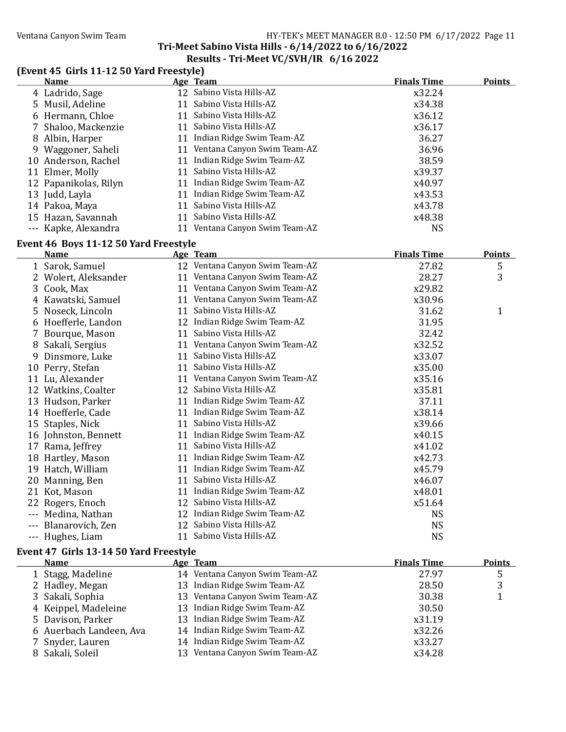**Tri-Meet Sabino Vista Hills - 6/14/2022 to 6/16/2022**

**Results - Tri-Meet VC/SVH/IR 6/16 2022**

### (Event 45 Girls 11-12 50 Yard Freestyle)

| | Name | Age | Team | Finals Time | Points |
|---|---|---|---|---|---|
| 4 | Ladrido, Sage | 12 | Sabino Vista Hills-AZ | x32.24 | |
| 5 | Musil, Adeline | 11 | Sabino Vista Hills-AZ | x34.38 | |
| 6 | Hermann, Chloe | 11 | Sabino Vista Hills-AZ | x36.12 | |
| 7 | Shaloo, Mackenzie | 11 | Sabino Vista Hills-AZ | x36.17 | |
| 8 | Albin, Harper | 11 | Indian Ridge Swim Team-AZ | 36.27 | |
| 9 | Waggoner, Saheli | 11 | Ventana Canyon Swim Team-AZ | 36.96 | |
| 10 | Anderson, Rachel | 11 | Indian Ridge Swim Team-AZ | 38.59 | |
| 11 | Elmer, Molly | 11 | Sabino Vista Hills-AZ | x39.37 | |
| 12 | Papanikolas, Rilyn | 11 | Indian Ridge Swim Team-AZ | x40.97 | |
| 13 | Judd, Layla | 11 | Indian Ridge Swim Team-AZ | x43.53 | |
| 14 | Pakoa, Maya | 11 | Sabino Vista Hills-AZ | x43.78 | |
| 15 | Hazan, Savannah | 11 | Sabino Vista Hills-AZ | x48.38 | |
| --- | Kapke, Alexandra | 11 | Ventana Canyon Swim Team-AZ | NS | |

### Event 46 Boys 11-12 50 Yard Freestyle

| | Name | Age | Team | Finals Time | Points |
|---|---|---|---|---|---|
| 1 | Sarok, Samuel | 12 | Ventana Canyon Swim Team-AZ | 27.82 | 5 |
| 2 | Wolert, Aleksander | 11 | Ventana Canyon Swim Team-AZ | 28.27 | 3 |
| 3 | Cook, Max | 11 | Ventana Canyon Swim Team-AZ | x29.82 | |
| 4 | Kawatski, Samuel | 11 | Ventana Canyon Swim Team-AZ | x30.96 | |
| 5 | Noseck, Lincoln | 11 | Sabino Vista Hills-AZ | 31.62 | 1 |
| 6 | Hoefferle, Landon | 12 | Indian Ridge Swim Team-AZ | 31.95 | |
| 7 | Bourque, Mason | 11 | Sabino Vista Hills-AZ | 32.42 | |
| 8 | Sakali, Sergius | 11 | Ventana Canyon Swim Team-AZ | x32.52 | |
| 9 | Dinsmore, Luke | 11 | Sabino Vista Hills-AZ | x33.07 | |
| 10 | Perry, Stefan | 11 | Sabino Vista Hills-AZ | x35.00 | |
| 11 | Lu, Alexander | 11 | Ventana Canyon Swim Team-AZ | x35.16 | |
| 12 | Watkins, Coalter | 12 | Sabino Vista Hills-AZ | x35.81 | |
| 13 | Hudson, Parker | 11 | Indian Ridge Swim Team-AZ | 37.11 | |
| 14 | Hoefferle, Cade | 11 | Indian Ridge Swim Team-AZ | x38.14 | |
| 15 | Staples, Nick | 11 | Sabino Vista Hills-AZ | x39.66 | |
| 16 | Johnston, Bennett | 11 | Indian Ridge Swim Team-AZ | x40.15 | |
| 17 | Rama, Jeffrey | 11 | Sabino Vista Hills-AZ | x41.02 | |
| 18 | Hartley, Mason | 11 | Indian Ridge Swim Team-AZ | x42.73 | |
| 19 | Hatch, William | 11 | Indian Ridge Swim Team-AZ | x45.79 | |
| 20 | Manning, Ben | 11 | Sabino Vista Hills-AZ | x46.07 | |
| 21 | Kot, Mason | 11 | Indian Ridge Swim Team-AZ | x48.01 | |
| 22 | Rogers, Enoch | 12 | Sabino Vista Hills-AZ | x51.64 | |
| --- | Medina, Nathan | 12 | Indian Ridge Swim Team-AZ | NS | |
| --- | Blanarovich, Zen | 12 | Sabino Vista Hills-AZ | NS | |
| --- | Hughes, Liam | 11 | Sabino Vista Hills-AZ | NS | |

### Event 47 Girls 13-14 50 Yard Freestyle

| | Name | Age | Team | Finals Time | Points |
|---|---|---|---|---|---|
| 1 | Stagg, Madeline | 14 | Ventana Canyon Swim Team-AZ | 27.97 | 5 |
| 2 | Hadley, Megan | 13 | Indian Ridge Swim Team-AZ | 28.50 | 3 |
| 3 | Sakali, Sophia | 13 | Ventana Canyon Swim Team-AZ | 30.38 | 1 |
| 4 | Keippel, Madeleine | 13 | Indian Ridge Swim Team-AZ | 30.50 | |
| 5 | Davison, Parker | 13 | Indian Ridge Swim Team-AZ | x31.19 | |
| 6 | Auerbach Landeen, Ava | 14 | Indian Ridge Swim Team-AZ | x32.26 | |
| 7 | Snyder, Lauren | 14 | Indian Ridge Swim Team-AZ | x33.27 | |
| 8 | Sakali, Soleil | 13 | Ventana Canyon Swim Team-AZ | x34.28 | |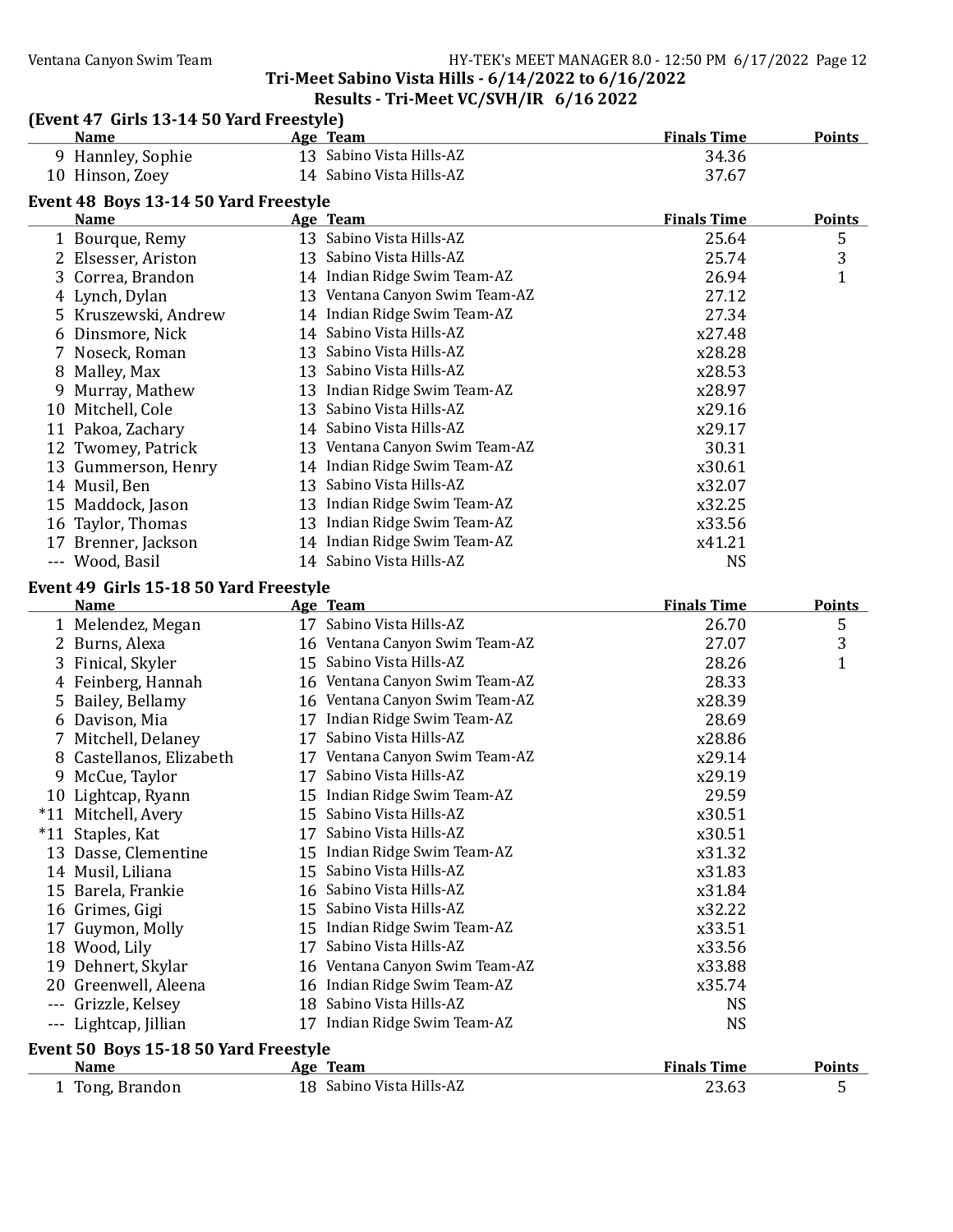## Tri-Meet Sabino Vista Hills - 6/14/2022 to 6/16/2022

## Results - Tri-Meet VC/SVH/IR 6/16 2022

### (Event 47 Girls 13-14 50 Yard Freestyle)

| | Name | Age | Team | Finals Time | Points |
|---|---|---|---|---|---|
| 9 | Hannley, Sophie | 13 | Sabino Vista Hills-AZ | 34.36 | |
| 10 | Hinson, Zoey | 14 | Sabino Vista Hills-AZ | 37.67 | |

### Event 48 Boys 13-14 50 Yard Freestyle

| | Name | Age | Team | Finals Time | Points |
|---|---|---|---|---|---|
| 1 | Bourque, Remy | 13 | Sabino Vista Hills-AZ | 25.64 | 5 |
| 2 | Elsesser, Ariston | 13 | Sabino Vista Hills-AZ | 25.74 | 3 |
| 3 | Correa, Brandon | 14 | Indian Ridge Swim Team-AZ | 26.94 | 1 |
| 4 | Lynch, Dylan | 13 | Ventana Canyon Swim Team-AZ | 27.12 | |
| 5 | Kruszewski, Andrew | 14 | Indian Ridge Swim Team-AZ | 27.34 | |
| 6 | Dinsmore, Nick | 14 | Sabino Vista Hills-AZ | x27.48 | |
| 7 | Noseck, Roman | 13 | Sabino Vista Hills-AZ | x28.28 | |
| 8 | Malley, Max | 13 | Sabino Vista Hills-AZ | x28.53 | |
| 9 | Murray, Mathew | 13 | Indian Ridge Swim Team-AZ | x28.97 | |
| 10 | Mitchell, Cole | 13 | Sabino Vista Hills-AZ | x29.16 | |
| 11 | Pakoa, Zachary | 14 | Sabino Vista Hills-AZ | x29.17 | |
| 12 | Twomey, Patrick | 13 | Ventana Canyon Swim Team-AZ | 30.31 | |
| 13 | Gummerson, Henry | 14 | Indian Ridge Swim Team-AZ | x30.61 | |
| 14 | Musil, Ben | 13 | Sabino Vista Hills-AZ | x32.07 | |
| 15 | Maddock, Jason | 13 | Indian Ridge Swim Team-AZ | x32.25 | |
| 16 | Taylor, Thomas | 13 | Indian Ridge Swim Team-AZ | x33.56 | |
| 17 | Brenner, Jackson | 14 | Indian Ridge Swim Team-AZ | x41.21 | |
| --- | Wood, Basil | 14 | Sabino Vista Hills-AZ | NS | |

### Event 49 Girls 15-18 50 Yard Freestyle

| | Name | Age | Team | Finals Time | Points |
|---|---|---|---|---|---|
| 1 | Melendez, Megan | 17 | Sabino Vista Hills-AZ | 26.70 | 5 |
| 2 | Burns, Alexa | 16 | Ventana Canyon Swim Team-AZ | 27.07 | 3 |
| 3 | Finical, Skyler | 15 | Sabino Vista Hills-AZ | 28.26 | 1 |
| 4 | Feinberg, Hannah | 16 | Ventana Canyon Swim Team-AZ | 28.33 | |
| 5 | Bailey, Bellamy | 16 | Ventana Canyon Swim Team-AZ | x28.39 | |
| 6 | Davison, Mia | 17 | Indian Ridge Swim Team-AZ | 28.69 | |
| 7 | Mitchell, Delaney | 17 | Sabino Vista Hills-AZ | x28.86 | |
| 8 | Castellanos, Elizabeth | 17 | Ventana Canyon Swim Team-AZ | x29.14 | |
| 9 | McCue, Taylor | 17 | Sabino Vista Hills-AZ | x29.19 | |
| 10 | Lightcap, Ryann | 15 | Indian Ridge Swim Team-AZ | 29.59 | |
| *11 | Mitchell, Avery | 15 | Sabino Vista Hills-AZ | x30.51 | |
| *11 | Staples, Kat | 17 | Sabino Vista Hills-AZ | x30.51 | |
| 13 | Dasse, Clementine | 15 | Indian Ridge Swim Team-AZ | x31.32 | |
| 14 | Musil, Liliana | 15 | Sabino Vista Hills-AZ | x31.83 | |
| 15 | Barela, Frankie | 16 | Sabino Vista Hills-AZ | x31.84 | |
| 16 | Grimes, Gigi | 15 | Sabino Vista Hills-AZ | x32.22 | |
| 17 | Guymon, Molly | 15 | Indian Ridge Swim Team-AZ | x33.51 | |
| 18 | Wood, Lily | 17 | Sabino Vista Hills-AZ | x33.56 | |
| 19 | Dehnert, Skylar | 16 | Ventana Canyon Swim Team-AZ | x33.88 | |
| 20 | Greenwell, Aleena | 16 | Indian Ridge Swim Team-AZ | x35.74 | |
| --- | Grizzle, Kelsey | 18 | Sabino Vista Hills-AZ | NS | |
| --- | Lightcap, Jillian | 17 | Indian Ridge Swim Team-AZ | NS | |

### Event 50 Boys 15-18 50 Yard Freestyle

| | Name | Age | Team | Finals Time | Points |
|---|---|---|---|---|---|
| 1 | Tong, Brandon | 18 | Sabino Vista Hills-AZ | 23.63 | 5 |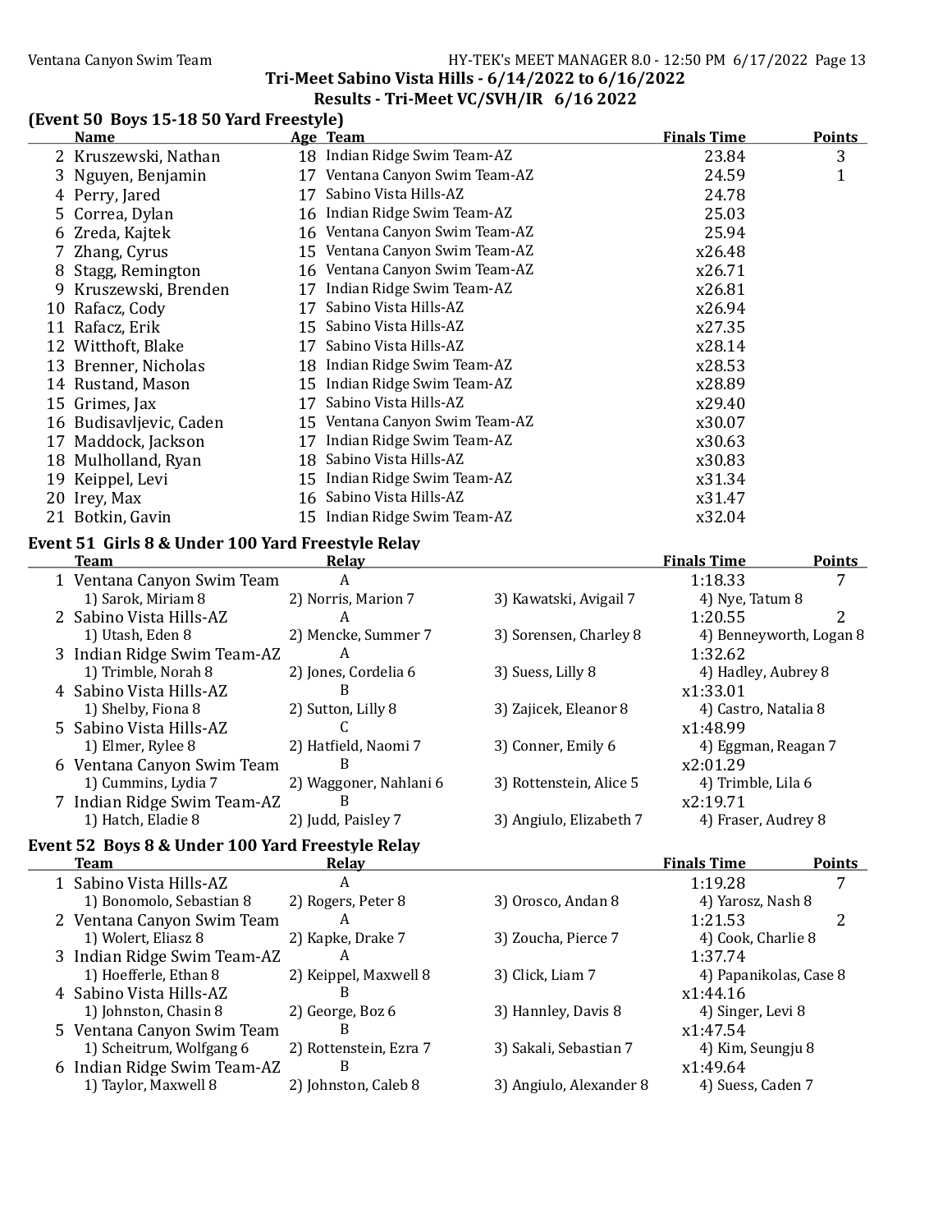**Tri-Meet Sabino Vista Hills - 6/14/2022 to 6/16/2022**

**Results - Tri-Meet VC/SVH/IR 6/16 2022**

### (Event 50 Boys 15-18 50 Yard Freestyle)

| | Name | Age | Team | Finals Time | Points |
|---|---|---|---|---|---|
| 2 | Kruszewski, Nathan | 18 | Indian Ridge Swim Team-AZ | 23.84 | 3 |
| 3 | Nguyen, Benjamin | 17 | Ventana Canyon Swim Team-AZ | 24.59 | 1 |
| 4 | Perry, Jared | 17 | Sabino Vista Hills-AZ | 24.78 | |
| 5 | Correa, Dylan | 16 | Indian Ridge Swim Team-AZ | 25.03 | |
| 6 | Zreda, Kajtek | 16 | Ventana Canyon Swim Team-AZ | 25.94 | |
| 7 | Zhang, Cyrus | 15 | Ventana Canyon Swim Team-AZ | x26.48 | |
| 8 | Stagg, Remington | 16 | Ventana Canyon Swim Team-AZ | x26.71 | |
| 9 | Kruszewski, Brenden | 17 | Indian Ridge Swim Team-AZ | x26.81 | |
| 10 | Rafacz, Cody | 17 | Sabino Vista Hills-AZ | x26.94 | |
| 11 | Rafacz, Erik | 15 | Sabino Vista Hills-AZ | x27.35 | |
| 12 | Witthoft, Blake | 17 | Sabino Vista Hills-AZ | x28.14 | |
| 13 | Brenner, Nicholas | 18 | Indian Ridge Swim Team-AZ | x28.53 | |
| 14 | Rustand, Mason | 15 | Indian Ridge Swim Team-AZ | x28.89 | |
| 15 | Grimes, Jax | 17 | Sabino Vista Hills-AZ | x29.40 | |
| 16 | Budisavljevic, Caden | 15 | Ventana Canyon Swim Team-AZ | x30.07 | |
| 17 | Maddock, Jackson | 17 | Indian Ridge Swim Team-AZ | x30.63 | |
| 18 | Mulholland, Ryan | 18 | Sabino Vista Hills-AZ | x30.83 | |
| 19 | Keippel, Levi | 15 | Indian Ridge Swim Team-AZ | x31.34 | |
| 20 | Irey, Max | 16 | Sabino Vista Hills-AZ | x31.47 | |
| 21 | Botkin, Gavin | 15 | Indian Ridge Swim Team-AZ | x32.04 | |

### Event 51 Girls 8 & Under 100 Yard Freestyle Relay

| | Team | Relay | | Finals Time | Points |
|---|---|---|---|---|---|
| 1 | Ventana Canyon Swim Team | A | | 1:18.33 | 7 |
| | 1) Sarok, Miriam 8 | 2) Norris, Marion 7 | 3) Kawatski, Avigail 7 | 4) Nye, Tatum 8 | |
| 2 | Sabino Vista Hills-AZ | A | | 1:20.55 | 2 |
| | 1) Utash, Eden 8 | 2) Mencke, Summer 7 | 3) Sorensen, Charley 8 | 4) Benneyworth, Logan 8 | |
| 3 | Indian Ridge Swim Team-AZ | A | | 1:32.62 | |
| | 1) Trimble, Norah 8 | 2) Jones, Cordelia 6 | 3) Suess, Lilly 8 | 4) Hadley, Aubrey 8 | |
| 4 | Sabino Vista Hills-AZ | B | | x1:33.01 | |
| | 1) Shelby, Fiona 8 | 2) Sutton, Lilly 8 | 3) Zajicek, Eleanor 8 | 4) Castro, Natalia 8 | |
| 5 | Sabino Vista Hills-AZ | C | | x1:48.99 | |
| | 1) Elmer, Rylee 8 | 2) Hatfield, Naomi 7 | 3) Conner, Emily 6 | 4) Eggman, Reagan 7 | |
| 6 | Ventana Canyon Swim Team | B | | x2:01.29 | |
| | 1) Cummins, Lydia 7 | 2) Waggoner, Nahlani 6 | 3) Rottenstein, Alice 5 | 4) Trimble, Lila 6 | |
| 7 | Indian Ridge Swim Team-AZ | B | | x2:19.71 | |
| | 1) Hatch, Eladie 8 | 2) Judd, Paisley 7 | 3) Angiulo, Elizabeth 7 | 4) Fraser, Audrey 8 | |

### Event 52 Boys 8 & Under 100 Yard Freestyle Relay

| | Team | Relay | | Finals Time | Points |
|---|---|---|---|---|---|
| 1 | Sabino Vista Hills-AZ | A | | 1:19.28 | 7 |
| | 1) Bonomolo, Sebastian 8 | 2) Rogers, Peter 8 | 3) Orosco, Andan 8 | 4) Yarosz, Nash 8 | |
| 2 | Ventana Canyon Swim Team | A | | 1:21.53 | 2 |
| | 1) Wolert, Eliasz 8 | 2) Kapke, Drake 7 | 3) Zoucha, Pierce 7 | 4) Cook, Charlie 8 | |
| 3 | Indian Ridge Swim Team-AZ | A | | 1:37.74 | |
| | 1) Hoefferle, Ethan 8 | 2) Keippel, Maxwell 8 | 3) Click, Liam 7 | 4) Papanikolas, Case 8 | |
| 4 | Sabino Vista Hills-AZ | B | | x1:44.16 | |
| | 1) Johnston, Chasin 8 | 2) George, Boz 6 | 3) Hannley, Davis 8 | 4) Singer, Levi 8 | |
| 5 | Ventana Canyon Swim Team | B | | x1:47.54 | |
| | 1) Scheitrum, Wolfgang 6 | 2) Rottenstein, Ezra 7 | 3) Sakali, Sebastian 7 | 4) Kim, Seungju 8 | |
| 6 | Indian Ridge Swim Team-AZ | B | | x1:49.64 | |
| | 1) Taylor, Maxwell 8 | 2) Johnston, Caleb 8 | 3) Angiulo, Alexander 8 | 4) Suess, Caden 7 | |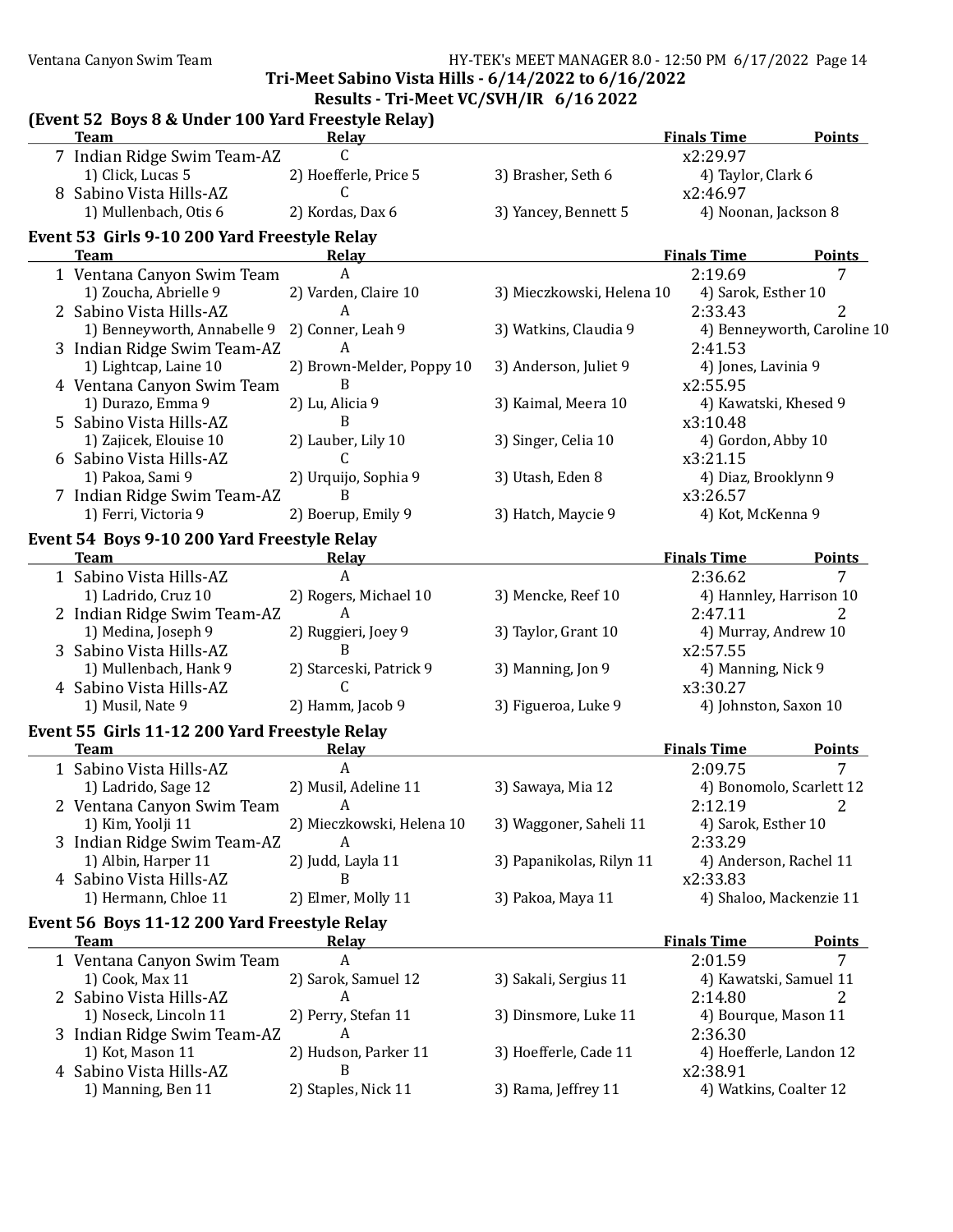**Tri-Meet Sabino Vista Hills - 6/14/2022 to 6/16/2022**

**Results - Tri-Meet VC/SVH/IR 6/16 2022**

### (Event 52 Boys 8 & Under 100 Yard Freestyle Relay)

| | Team | Relay | | Finals Time | Points |
|---|---|---|---|---|---|
| 7 | Indian Ridge Swim Team-AZ | C | | x2:29.97 | |
| | 1) Click, Lucas 5 | 2) Hoefferle, Price 5 | 3) Brasher, Seth 6 | 4) Taylor, Clark 6 | |
| 8 | Sabino Vista Hills-AZ | C | | x2:46.97 | |
| | 1) Mullenbach, Otis 6 | 2) Kordas, Dax 6 | 3) Yancey, Bennett 5 | 4) Noonan, Jackson 8 | |

### Event 53 Girls 9-10 200 Yard Freestyle Relay

| | Team | Relay | | Finals Time | Points |
|---|---|---|---|---|---|
| 1 | Ventana Canyon Swim Team | A | | 2:19.69 | 7 |
| | 1) Zoucha, Abrielle 9 | 2) Varden, Claire 10 | 3) Mieczkowski, Helena 10 | 4) Sarok, Esther 10 | |
| 2 | Sabino Vista Hills-AZ | A | | 2:33.43 | 2 |
| | 1) Benneyworth, Annabelle 9 | 2) Conner, Leah 9 | 3) Watkins, Claudia 9 | 4) Benneyworth, Caroline 10 | |
| 3 | Indian Ridge Swim Team-AZ | A | | 2:41.53 | |
| | 1) Lightcap, Laine 10 | 2) Brown-Melder, Poppy 10 | 3) Anderson, Juliet 9 | 4) Jones, Lavinia 9 | |
| 4 | Ventana Canyon Swim Team | B | | x2:55.95 | |
| | 1) Durazo, Emma 9 | 2) Lu, Alicia 9 | 3) Kaimal, Meera 10 | 4) Kawatski, Khesed 9 | |
| 5 | Sabino Vista Hills-AZ | B | | x3:10.48 | |
| | 1) Zajicek, Elouise 10 | 2) Lauber, Lily 10 | 3) Singer, Celia 10 | 4) Gordon, Abby 10 | |
| 6 | Sabino Vista Hills-AZ | C | | x3:21.15 | |
| | 1) Pakoa, Sami 9 | 2) Urquijo, Sophia 9 | 3) Utash, Eden 8 | 4) Diaz, Brooklynn 9 | |
| 7 | Indian Ridge Swim Team-AZ | B | | x3:26.57 | |
| | 1) Ferri, Victoria 9 | 2) Boerup, Emily 9 | 3) Hatch, Maycie 9 | 4) Kot, McKenna 9 | |

### Event 54 Boys 9-10 200 Yard Freestyle Relay

| | Team | Relay | | Finals Time | Points |
|---|---|---|---|---|---|
| 1 | Sabino Vista Hills-AZ | A | | 2:36.62 | 7 |
| | 1) Ladrido, Cruz 10 | 2) Rogers, Michael 10 | 3) Mencke, Reef 10 | 4) Hannley, Harrison 10 | |
| 2 | Indian Ridge Swim Team-AZ | A | | 2:47.11 | 2 |
| | 1) Medina, Joseph 9 | 2) Ruggieri, Joey 9 | 3) Taylor, Grant 10 | 4) Murray, Andrew 10 | |
| 3 | Sabino Vista Hills-AZ | B | | x2:57.55 | |
| | 1) Mullenbach, Hank 9 | 2) Starceski, Patrick 9 | 3) Manning, Jon 9 | 4) Manning, Nick 9 | |
| 4 | Sabino Vista Hills-AZ | C | | x3:30.27 | |
| | 1) Musil, Nate 9 | 2) Hamm, Jacob 9 | 3) Figueroa, Luke 9 | 4) Johnston, Saxon 10 | |

### Event 55 Girls 11-12 200 Yard Freestyle Relay

| | Team | Relay | | Finals Time | Points |
|---|---|---|---|---|---|
| 1 | Sabino Vista Hills-AZ | A | | 2:09.75 | 7 |
| | 1) Ladrido, Sage 12 | 2) Musil, Adeline 11 | 3) Sawaya, Mia 12 | 4) Bonomolo, Scarlett 12 | |
| 2 | Ventana Canyon Swim Team | A | | 2:12.19 | 2 |
| | 1) Kim, Yoolji 11 | 2) Mieczkowski, Helena 10 | 3) Waggoner, Saheli 11 | 4) Sarok, Esther 10 | |
| 3 | Indian Ridge Swim Team-AZ | A | | 2:33.29 | |
| | 1) Albin, Harper 11 | 2) Judd, Layla 11 | 3) Papanikolas, Rilyn 11 | 4) Anderson, Rachel 11 | |
| 4 | Sabino Vista Hills-AZ | B | | x2:33.83 | |
| | 1) Hermann, Chloe 11 | 2) Elmer, Molly 11 | 3) Pakoa, Maya 11 | 4) Shaloo, Mackenzie 11 | |

### Event 56 Boys 11-12 200 Yard Freestyle Relay

| | Team | Relay | | Finals Time | Points |
|---|---|---|---|---|---|
| 1 | Ventana Canyon Swim Team | A | | 2:01.59 | 7 |
| | 1) Cook, Max 11 | 2) Sarok, Samuel 12 | 3) Sakali, Sergius 11 | 4) Kawatski, Samuel 11 | |
| 2 | Sabino Vista Hills-AZ | A | | 2:14.80 | 2 |
| | 1) Noseck, Lincoln 11 | 2) Perry, Stefan 11 | 3) Dinsmore, Luke 11 | 4) Bourque, Mason 11 | |
| 3 | Indian Ridge Swim Team-AZ | A | | 2:36.30 | |
| | 1) Kot, Mason 11 | 2) Hudson, Parker 11 | 3) Hoefferle, Cade 11 | 4) Hoefferle, Landon 12 | |
| 4 | Sabino Vista Hills-AZ | B | | x2:38.91 | |
| | 1) Manning, Ben 11 | 2) Staples, Nick 11 | 3) Rama, Jeffrey 11 | 4) Watkins, Coalter 12 | |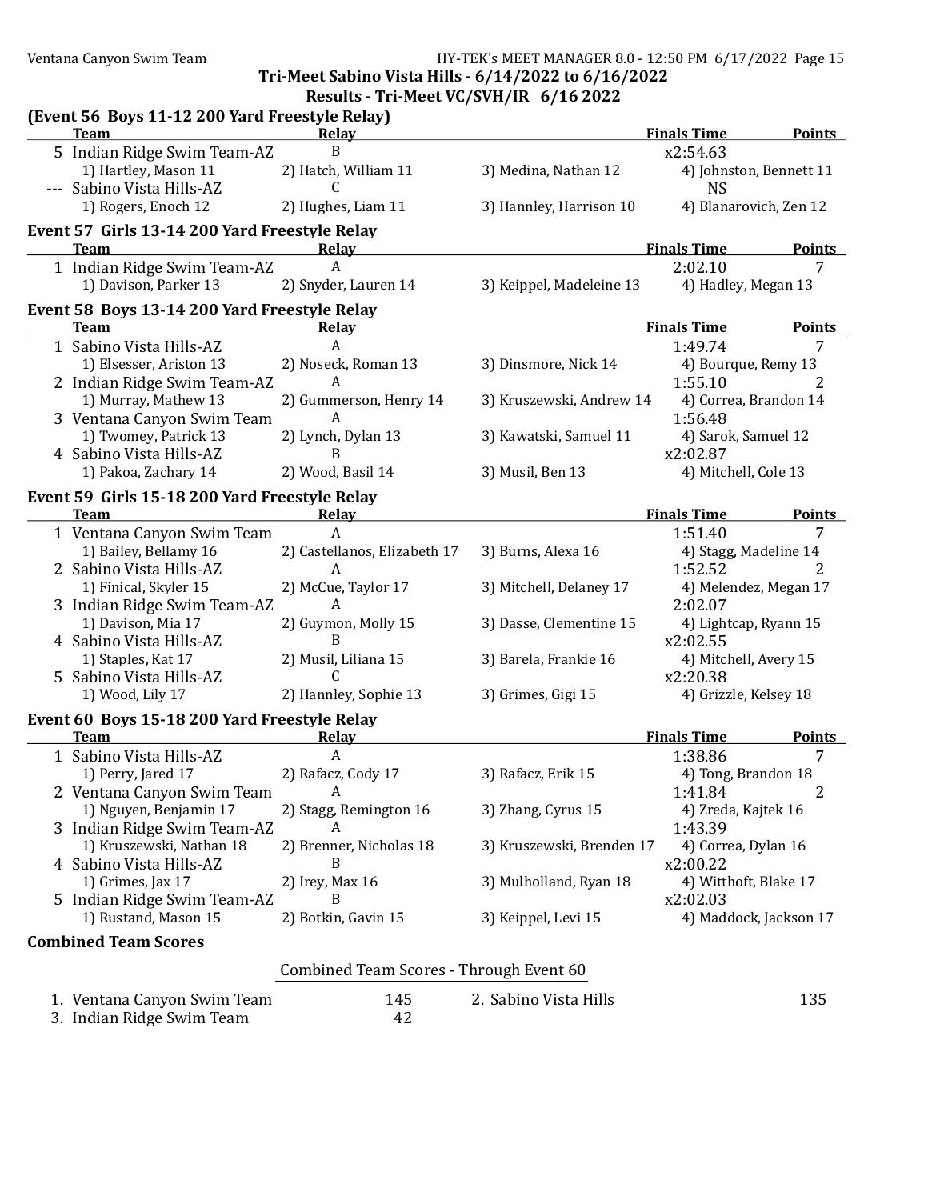## Tri-Meet Sabino Vista Hills - 6/14/2022 to 6/16/2022

### Results - Tri-Meet VC/SVH/IR 6/16 2022

### (Event 56 Boys 11-12 200 Yard Freestyle Relay)

| | Team | Relay | | Finals Time | Points |
|---|---|---|---|---|---|
| 5 | Indian Ridge Swim Team-AZ | B | | x2:54.63 | |
| | 1) Hartley, Mason 11 | 2) Hatch, William 11 | 3) Medina, Nathan 12 | 4) Johnston, Bennett 11 | |
| --- | Sabino Vista Hills-AZ | C | | NS | |
| | 1) Rogers, Enoch 12 | 2) Hughes, Liam 11 | 3) Hannley, Harrison 10 | 4) Blanarovich, Zen 12 | |

### Event 57 Girls 13-14 200 Yard Freestyle Relay

| | Team | Relay | | Finals Time | Points |
|---|---|---|---|---|---|
| 1 | Indian Ridge Swim Team-AZ | A | | 2:02.10 | 7 |
| | 1) Davison, Parker 13 | 2) Snyder, Lauren 14 | 3) Keippel, Madeleine 13 | 4) Hadley, Megan 13 | |

### Event 58 Boys 13-14 200 Yard Freestyle Relay

| | Team | Relay | | Finals Time | Points |
|---|---|---|---|---|---|
| 1 | Sabino Vista Hills-AZ | A | | 1:49.74 | 7 |
| | 1) Elsesser, Ariston 13 | 2) Noseck, Roman 13 | 3) Dinsmore, Nick 14 | 4) Bourque, Remy 13 | |
| 2 | Indian Ridge Swim Team-AZ | A | | 1:55.10 | 2 |
| | 1) Murray, Mathew 13 | 2) Gummerson, Henry 14 | 3) Kruszewski, Andrew 14 | 4) Correa, Brandon 14 | |
| 3 | Ventana Canyon Swim Team | A | | 1:56.48 | |
| | 1) Twomey, Patrick 13 | 2) Lynch, Dylan 13 | 3) Kawatski, Samuel 11 | 4) Sarok, Samuel 12 | |
| 4 | Sabino Vista Hills-AZ | B | | x2:02.87 | |
| | 1) Pakoa, Zachary 14 | 2) Wood, Basil 14 | 3) Musil, Ben 13 | 4) Mitchell, Cole 13 | |

### Event 59 Girls 15-18 200 Yard Freestyle Relay

| | Team | Relay | | Finals Time | Points |
|---|---|---|---|---|---|
| 1 | Ventana Canyon Swim Team | A | | 1:51.40 | 7 |
| | 1) Bailey, Bellamy 16 | 2) Castellanos, Elizabeth 17 | 3) Burns, Alexa 16 | 4) Stagg, Madeline 14 | |
| 2 | Sabino Vista Hills-AZ | A | | 1:52.52 | 2 |
| | 1) Finical, Skyler 15 | 2) McCue, Taylor 17 | 3) Mitchell, Delaney 17 | 4) Melendez, Megan 17 | |
| 3 | Indian Ridge Swim Team-AZ | A | | 2:02.07 | |
| | 1) Davison, Mia 17 | 2) Guymon, Molly 15 | 3) Dasse, Clementine 15 | 4) Lightcap, Ryann 15 | |
| 4 | Sabino Vista Hills-AZ | B | | x2:02.55 | |
| | 1) Staples, Kat 17 | 2) Musil, Liliana 15 | 3) Barela, Frankie 16 | 4) Mitchell, Avery 15 | |
| 5 | Sabino Vista Hills-AZ | C | | x2:20.38 | |
| | 1) Wood, Lily 17 | 2) Hannley, Sophie 13 | 3) Grimes, Gigi 15 | 4) Grizzle, Kelsey 18 | |

### Event 60 Boys 15-18 200 Yard Freestyle Relay

| | Team | Relay | | Finals Time | Points |
|---|---|---|---|---|---|
| 1 | Sabino Vista Hills-AZ | A | | 1:38.86 | 7 |
| | 1) Perry, Jared 17 | 2) Rafacz, Cody 17 | 3) Rafacz, Erik 15 | 4) Tong, Brandon 18 | |
| 2 | Ventana Canyon Swim Team | A | | 1:41.84 | 2 |
| | 1) Nguyen, Benjamin 17 | 2) Stagg, Remington 16 | 3) Zhang, Cyrus 15 | 4) Zreda, Kajtek 16 | |
| 3 | Indian Ridge Swim Team-AZ | A | | 1:43.39 | |
| | 1) Kruszewski, Nathan 18 | 2) Brenner, Nicholas 18 | 3) Kruszewski, Brenden 17 | 4) Correa, Dylan 16 | |
| 4 | Sabino Vista Hills-AZ | B | | x2:00.22 | |
| | 1) Grimes, Jax 17 | 2) Irey, Max 16 | 3) Mulholland, Ryan 18 | 4) Witthoft, Blake 17 | |
| 5 | Indian Ridge Swim Team-AZ | B | | x2:02.03 | |
| | 1) Rustand, Mason 15 | 2) Botkin, Gavin 15 | 3) Keippel, Levi 15 | 4) Maddock, Jackson 17 | |

### Combined Team Scores

Combined Team Scores - Through Event 60

| | Team | Score | | Team | Score |
|---|---|---|---|---|---|
| 1. | Ventana Canyon Swim Team | 145 | 2. | Sabino Vista Hills | 135 |
| 3. | Indian Ridge Swim Team | 42 | | | |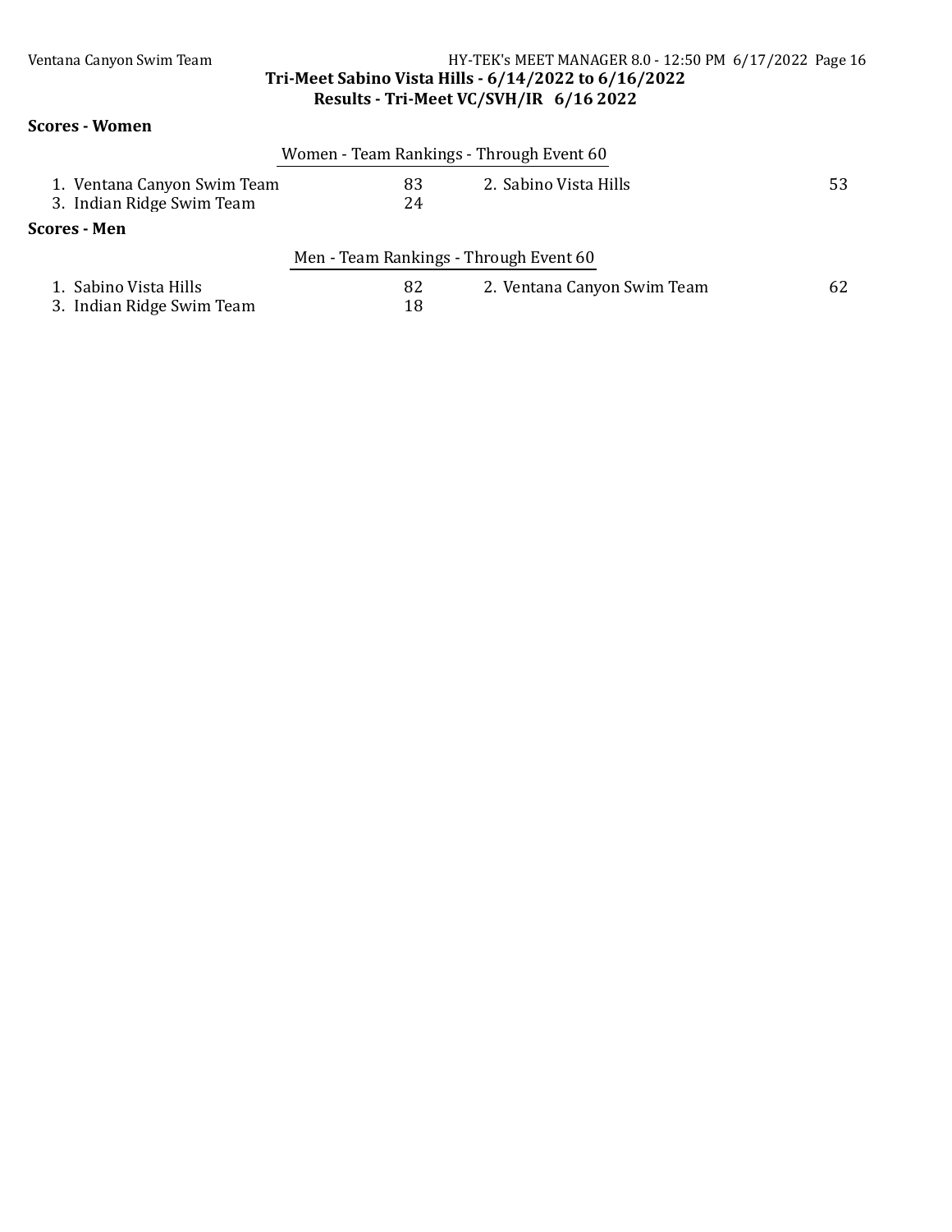**Scores - Women**

Women - Team Rankings - Through Event 60

| | | | |
|---|---|---|---|
| 1. Ventana Canyon Swim Team | 83 | 2. Sabino Vista Hills | 53 |
| 3. Indian Ridge Swim Team | 24 | | |

**Scores - Men**

Men - Team Rankings - Through Event 60

| | | | |
|---|---|---|---|
| 1. Sabino Vista Hills | 82 | 2. Ventana Canyon Swim Team | 62 |
| 3. Indian Ridge Swim Team | 18 | | |